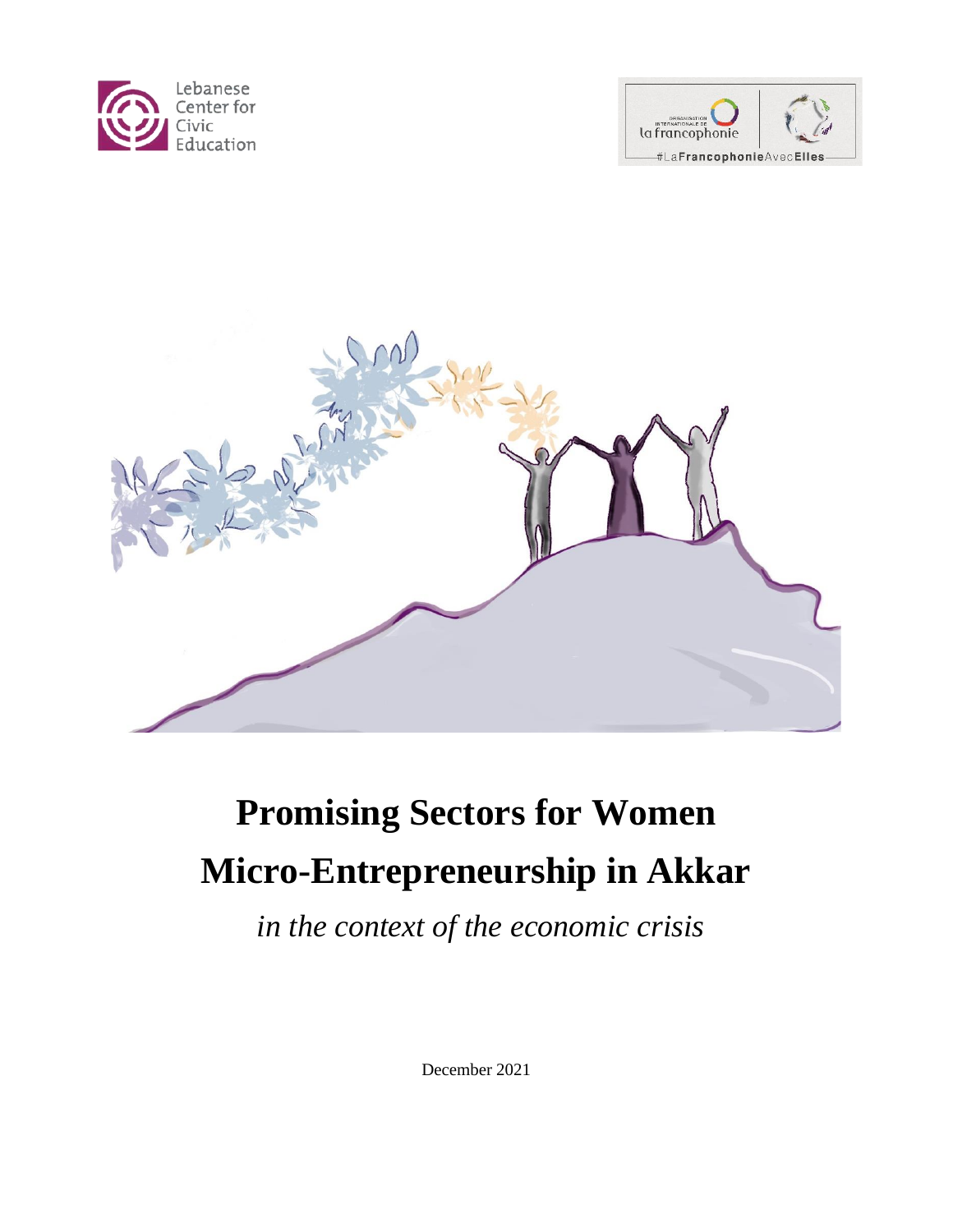# Promising Sectors for Women Micro-Entrepreneurship in Akkar

*in the context of the economic crisis*

December 2021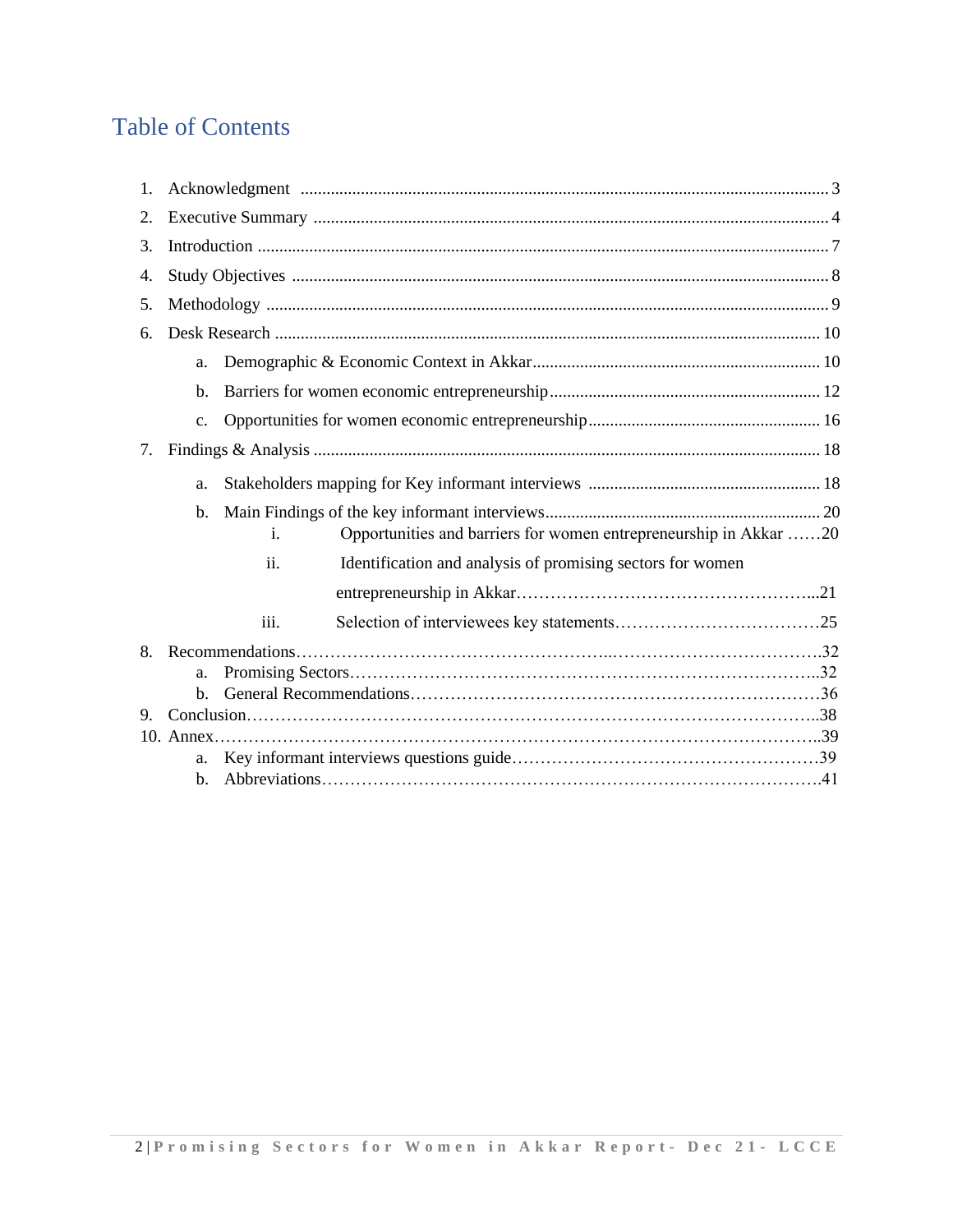# Table of Contents

1. Acknowledgment .......... 3
2. Executive Summary .......... 4
3. Introduction .......... 7
4. Study Objectives .......... 8
5. Methodology .......... 9
6. Desk Research .......... 10
   a. Demographic & Economic Context in Akkar .......... 10
   b. Barriers for women economic entrepreneurship .......... 12
   c. Opportunities for women economic entrepreneurship .......... 16
7. Findings & Analysis .......... 18
   a. Stakeholders mapping for Key informant interviews .......... 18
   b. Main Findings of the key informant interviews .......... 20
      i. Opportunities and barriers for women entrepreneurship in Akkar .......... 20
      ii. Identification and analysis of promising sectors for women entrepreneurship in Akkar .......... 21
      iii. Selection of interviewees key statements .......... 25
8. Recommendations .......... 32
   a. Promising Sectors .......... 32
   b. General Recommendations .......... 36
9. Conclusion .......... 38
10. Annex .......... 39
    a. Key informant interviews questions guide .......... 39
    b. Abbreviations .......... 41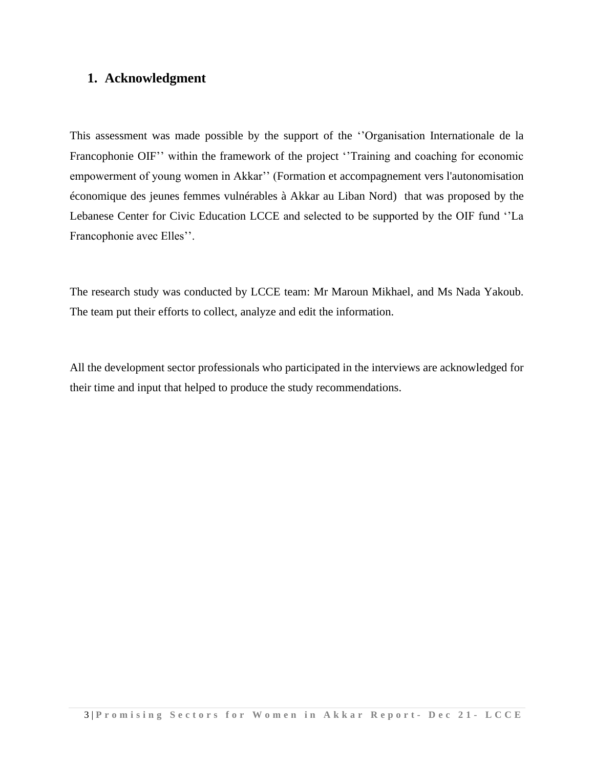# 1. Acknowledgment

This assessment was made possible by the support of the ‘’Organisation Internationale de la Francophonie OIF’’ within the framework of the project ‘’Training and coaching for economic empowerment of young women in Akkar’’ (Formation et accompagnement vers l'autonomisation économique des jeunes femmes vulnérables à Akkar au Liban Nord) that was proposed by the Lebanese Center for Civic Education LCCE and selected to be supported by the OIF fund ‘’La Francophonie avec Elles’’.

The research study was conducted by LCCE team: Mr Maroun Mikhael, and Ms Nada Yakoub. The team put their efforts to collect, analyze and edit the information.

All the development sector professionals who participated in the interviews are acknowledged for their time and input that helped to produce the study recommendations.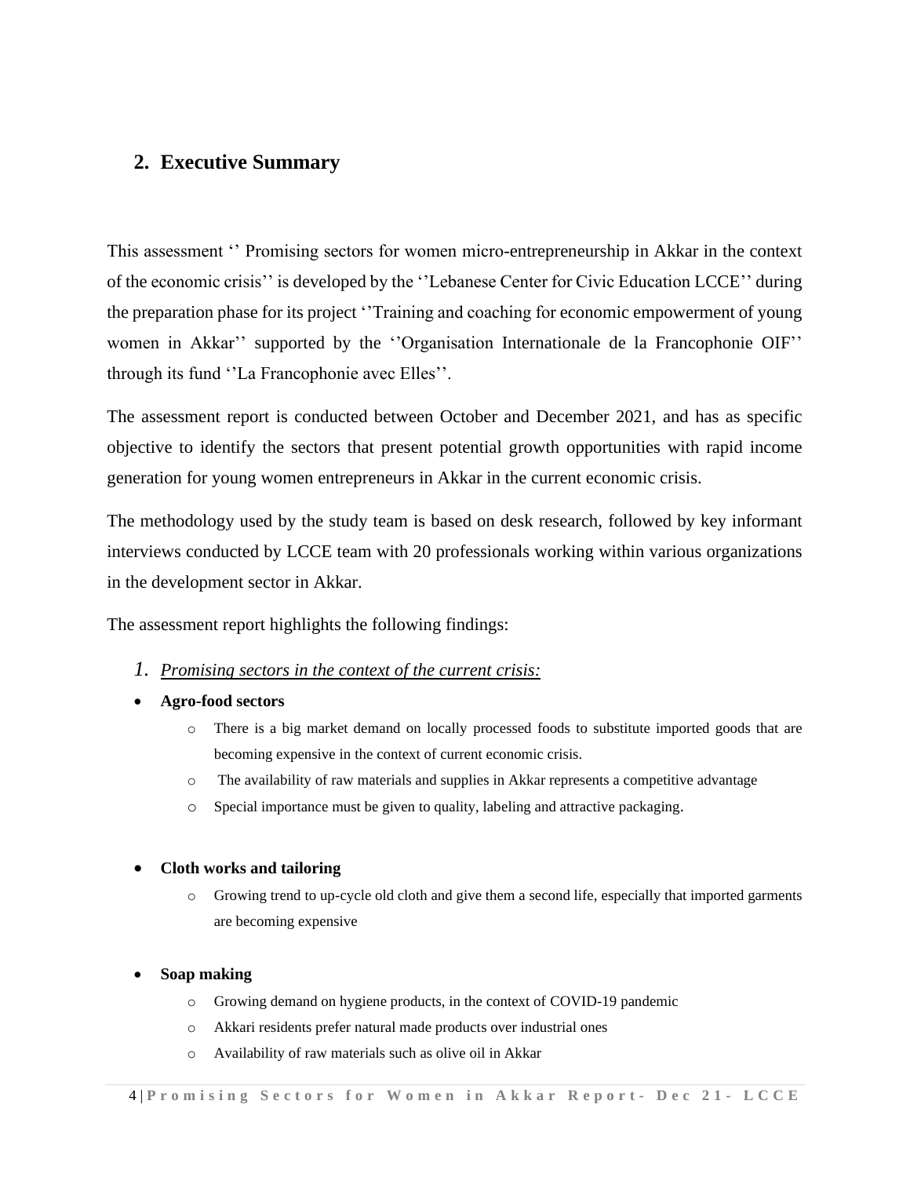## 2. Executive Summary

This assessment '' Promising sectors for women micro-entrepreneurship in Akkar in the context of the economic crisis'' is developed by the ''Lebanese Center for Civic Education LCCE'' during the preparation phase for its project ''Training and coaching for economic empowerment of young women in Akkar'' supported by the ''Organisation Internationale de la Francophonie OIF'' through its fund ''La Francophonie avec Elles''.

The assessment report is conducted between October and December 2021, and has as specific objective to identify the sectors that present potential growth opportunities with rapid income generation for young women entrepreneurs in Akkar in the current economic crisis.

The methodology used by the study team is based on desk research, followed by key informant interviews conducted by LCCE team with 20 professionals working within various organizations in the development sector in Akkar.

The assessment report highlights the following findings:

1. *Promising sectors in the context of the current crisis:*

- **Agro-food sectors**
  - There is a big market demand on locally processed foods to substitute imported goods that are becoming expensive in the context of current economic crisis.
  - The availability of raw materials and supplies in Akkar represents a competitive advantage
  - Special importance must be given to quality, labeling and attractive packaging.

- **Cloth works and tailoring**
  - Growing trend to up-cycle old cloth and give them a second life, especially that imported garments are becoming expensive

- **Soap making**
  - Growing demand on hygiene products, in the context of COVID-19 pandemic
  - Akkari residents prefer natural made products over industrial ones
  - Availability of raw materials such as olive oil in Akkar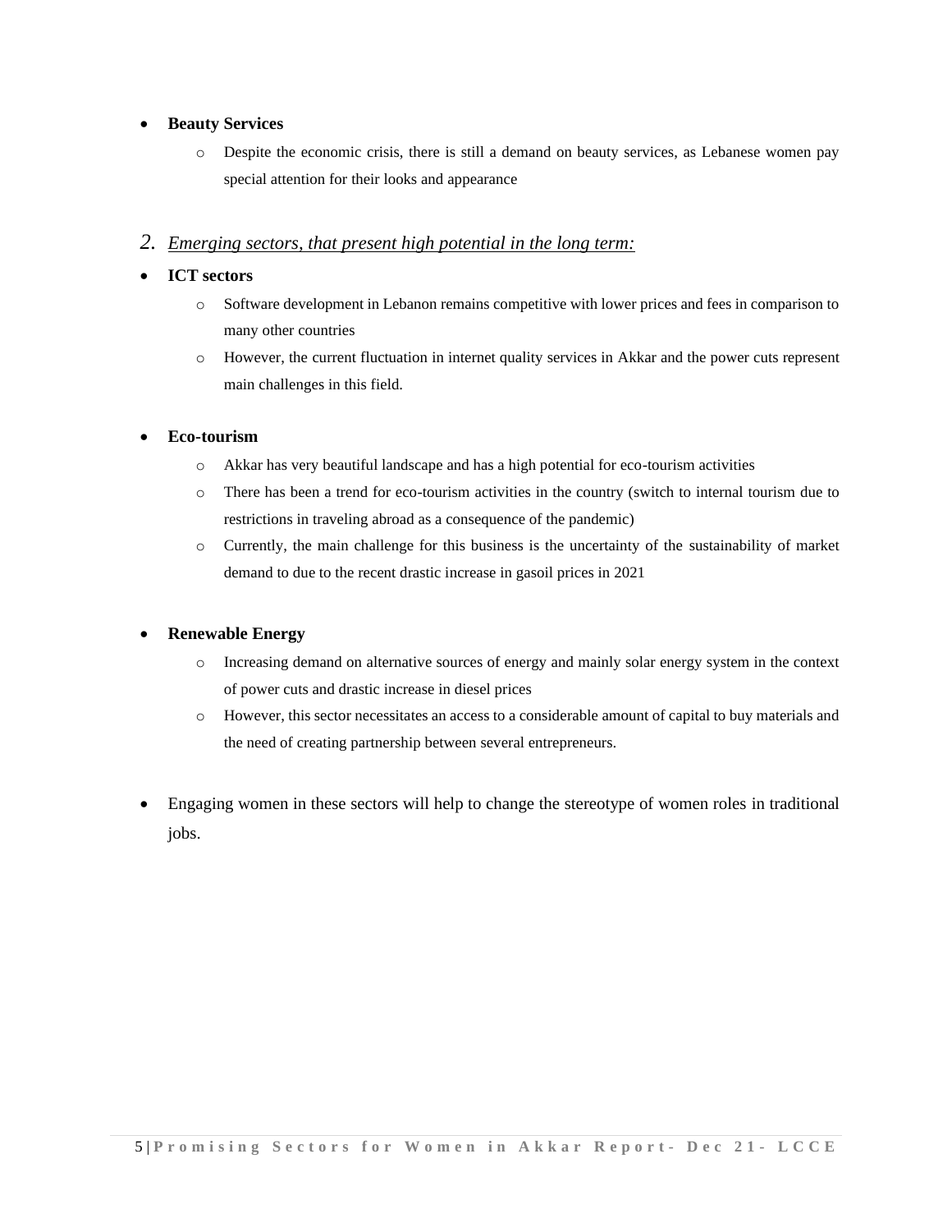- **Beauty Services**
  - Despite the economic crisis, there is still a demand on beauty services, as Lebanese women pay special attention for their looks and appearance

2. *Emerging sectors, that present high potential in the long term:*

- **ICT sectors**
  - Software development in Lebanon remains competitive with lower prices and fees in comparison to many other countries
  - However, the current fluctuation in internet quality services in Akkar and the power cuts represent main challenges in this field.

- **Eco-tourism**
  - Akkar has very beautiful landscape and has a high potential for eco-tourism activities
  - There has been a trend for eco-tourism activities in the country (switch to internal tourism due to restrictions in traveling abroad as a consequence of the pandemic)
  - Currently, the main challenge for this business is the uncertainty of the sustainability of market demand to due to the recent drastic increase in gasoil prices in 2021

- **Renewable Energy**
  - Increasing demand on alternative sources of energy and mainly solar energy system in the context of power cuts and drastic increase in diesel prices
  - However, this sector necessitates an access to a considerable amount of capital to buy materials and the need of creating partnership between several entrepreneurs.

- Engaging women in these sectors will help to change the stereotype of women roles in traditional jobs.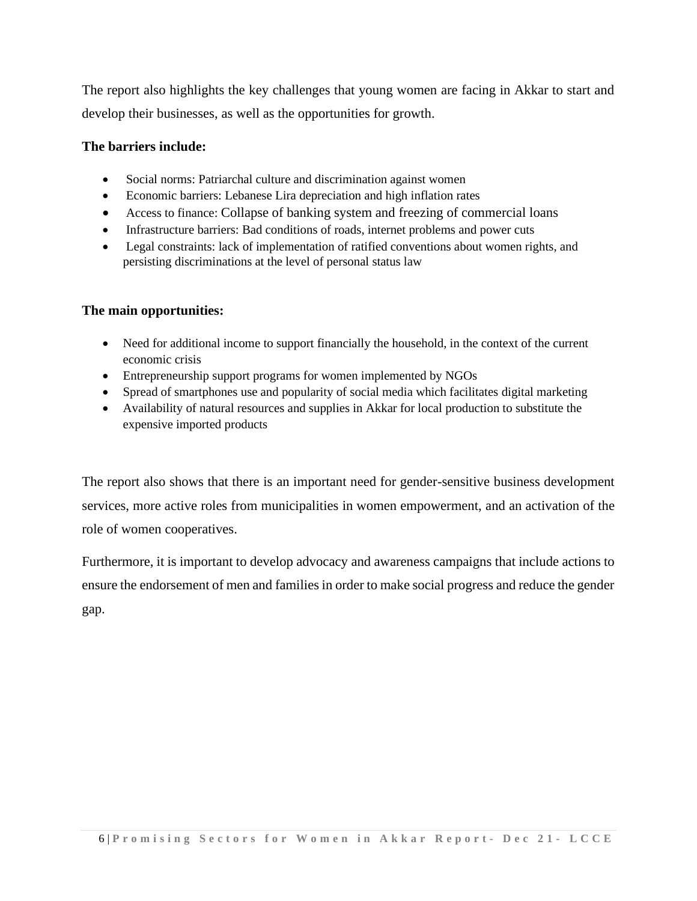The report also highlights the key challenges that young women are facing in Akkar to start and develop their businesses, as well as the opportunities for growth.

**The barriers include:**

- Social norms: Patriarchal culture and discrimination against women
- Economic barriers: Lebanese Lira depreciation and high inflation rates
- Access to finance: Collapse of banking system and freezing of commercial loans
- Infrastructure barriers: Bad conditions of roads, internet problems and power cuts
- Legal constraints: lack of implementation of ratified conventions about women rights, and persisting discriminations at the level of personal status law

**The main opportunities:**

- Need for additional income to support financially the household, in the context of the current economic crisis
- Entrepreneurship support programs for women implemented by NGOs
- Spread of smartphones use and popularity of social media which facilitates digital marketing
- Availability of natural resources and supplies in Akkar for local production to substitute the expensive imported products

The report also shows that there is an important need for gender-sensitive business development services, more active roles from municipalities in women empowerment, and an activation of the role of women cooperatives.

Furthermore, it is important to develop advocacy and awareness campaigns that include actions to ensure the endorsement of men and families in order to make social progress and reduce the gender gap.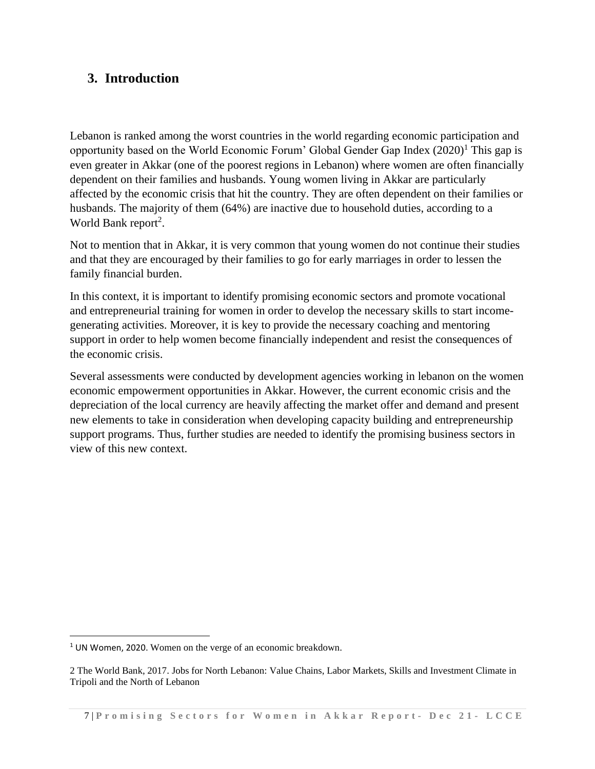## 3. Introduction

Lebanon is ranked among the worst countries in the world regarding economic participation and opportunity based on the World Economic Forum' Global Gender Gap Index (2020)[1] This gap is even greater in Akkar (one of the poorest regions in Lebanon) where women are often financially dependent on their families and husbands. Young women living in Akkar are particularly affected by the economic crisis that hit the country. They are often dependent on their families or husbands. The majority of them (64%) are inactive due to household duties, according to a World Bank report[2].

Not to mention that in Akkar, it is very common that young women do not continue their studies and that they are encouraged by their families to go for early marriages in order to lessen the family financial burden.

In this context, it is important to identify promising economic sectors and promote vocational and entrepreneurial training for women in order to develop the necessary skills to start income-generating activities. Moreover, it is key to provide the necessary coaching and mentoring support in order to help women become financially independent and resist the consequences of the economic crisis.

Several assessments were conducted by development agencies working in lebanon on the women economic empowerment opportunities in Akkar. However, the current economic crisis and the depreciation of the local currency are heavily affecting the market offer and demand and present new elements to take in consideration when developing capacity building and entrepreneurship support programs. Thus, further studies are needed to identify the promising business sectors in view of this new context.

---

[1] UN Women, 2020. Women on the verge of an economic breakdown.

2 The World Bank, 2017. Jobs for North Lebanon: Value Chains, Labor Markets, Skills and Investment Climate in Tripoli and the North of Lebanon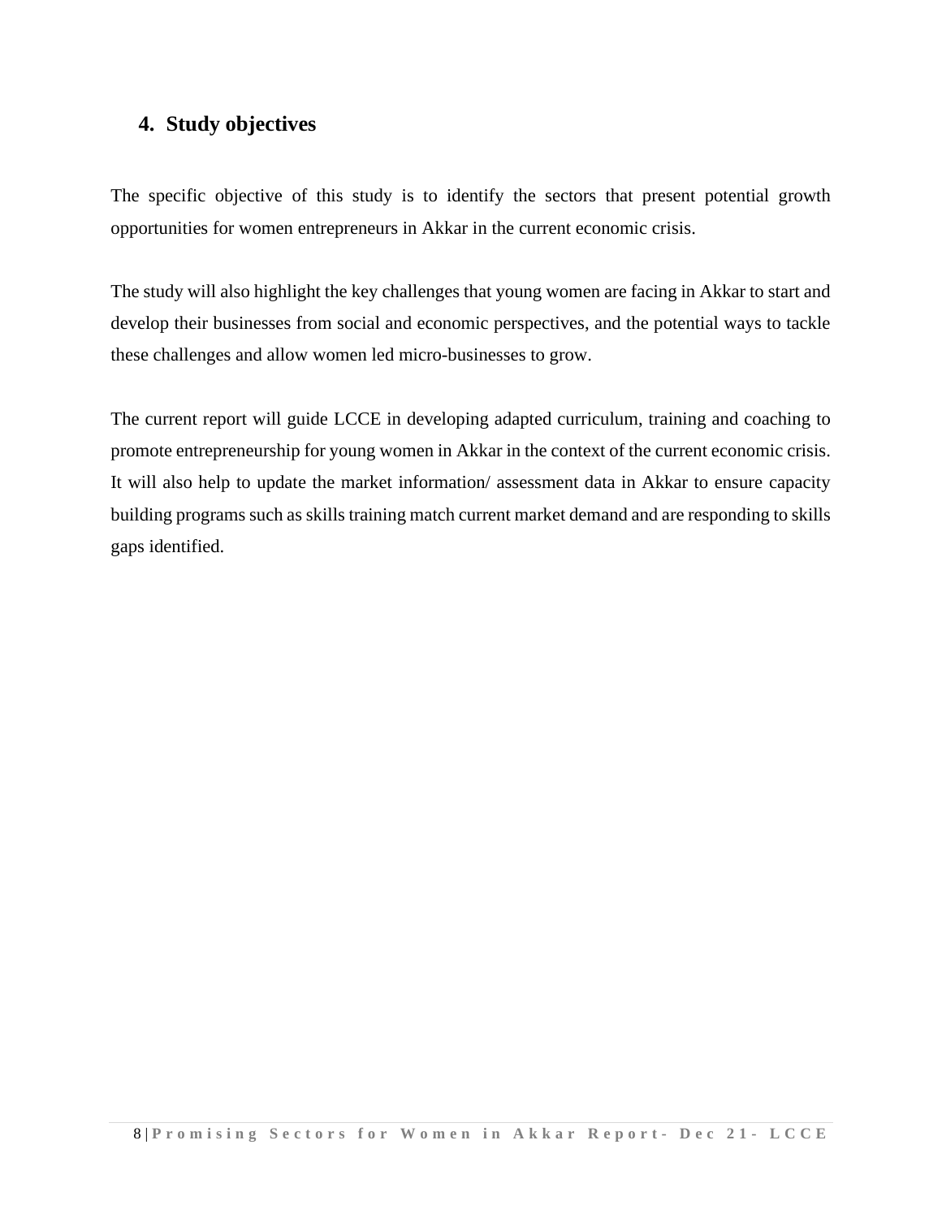## 4. Study objectives

The specific objective of this study is to identify the sectors that present potential growth opportunities for women entrepreneurs in Akkar in the current economic crisis.

The study will also highlight the key challenges that young women are facing in Akkar to start and develop their businesses from social and economic perspectives, and the potential ways to tackle these challenges and allow women led micro-businesses to grow.

The current report will guide LCCE in developing adapted curriculum, training and coaching to promote entrepreneurship for young women in Akkar in the context of the current economic crisis. It will also help to update the market information/ assessment data in Akkar to ensure capacity building programs such as skills training match current market demand and are responding to skills gaps identified.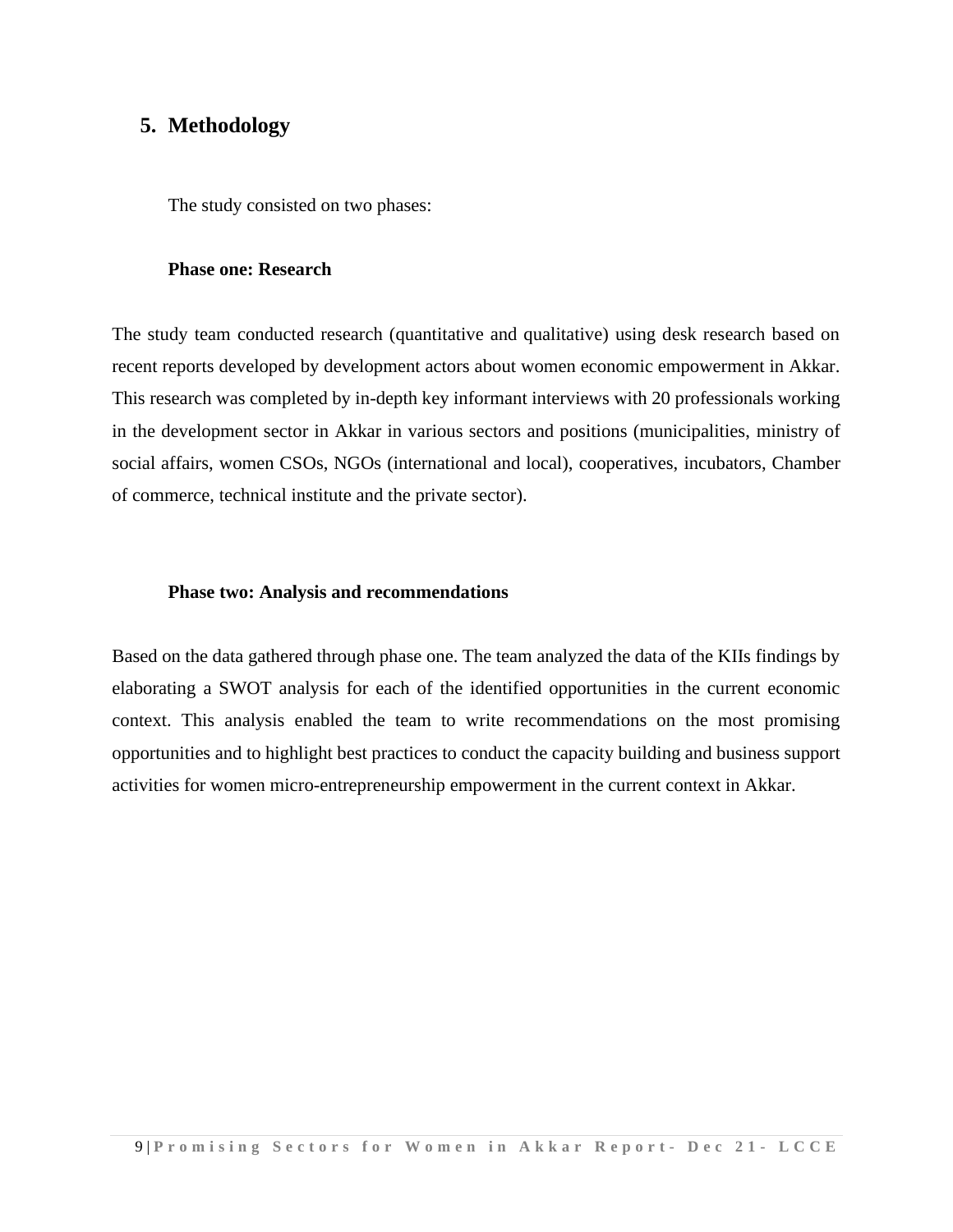## 5. Methodology

The study consisted on two phases:

**Phase one: Research**

The study team conducted research (quantitative and qualitative) using desk research based on recent reports developed by development actors about women economic empowerment in Akkar. This research was completed by in-depth key informant interviews with 20 professionals working in the development sector in Akkar in various sectors and positions (municipalities, ministry of social affairs, women CSOs, NGOs (international and local), cooperatives, incubators, Chamber of commerce, technical institute and the private sector).

**Phase two: Analysis and recommendations**

Based on the data gathered through phase one. The team analyzed the data of the KIIs findings by elaborating a SWOT analysis for each of the identified opportunities in the current economic context. This analysis enabled the team to write recommendations on the most promising opportunities and to highlight best practices to conduct the capacity building and business support activities for women micro-entrepreneurship empowerment in the current context in Akkar.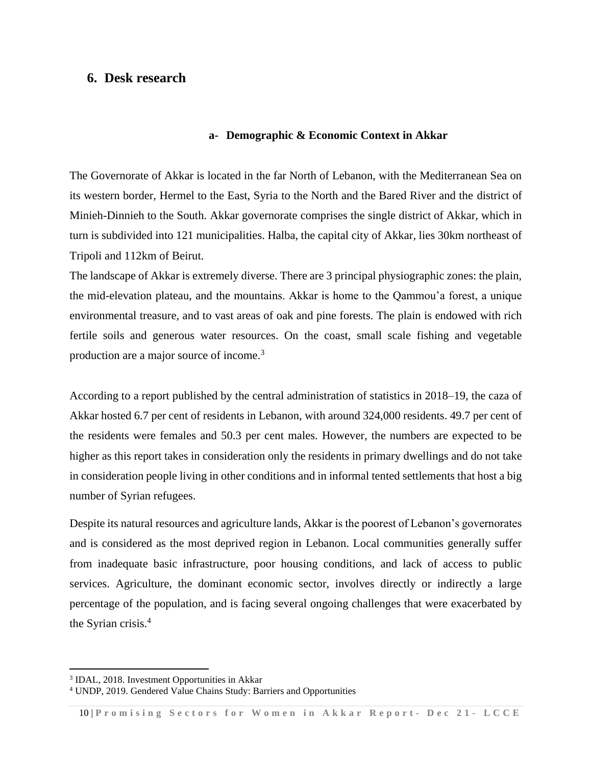# 6. Desk research

## a- Demographic & Economic Context in Akkar

The Governorate of Akkar is located in the far North of Lebanon, with the Mediterranean Sea on its western border, Hermel to the East, Syria to the North and the Bared River and the district of Minieh-Dinnieh to the South. Akkar governorate comprises the single district of Akkar, which in turn is subdivided into 121 municipalities. Halba, the capital city of Akkar, lies 30km northeast of Tripoli and 112km of Beirut.

The landscape of Akkar is extremely diverse. There are 3 principal physiographic zones: the plain, the mid-elevation plateau, and the mountains. Akkar is home to the Qammou'a forest, a unique environmental treasure, and to vast areas of oak and pine forests. The plain is endowed with rich fertile soils and generous water resources. On the coast, small scale fishing and vegetable production are a major source of income.[3]

According to a report published by the central administration of statistics in 2018–19, the caza of Akkar hosted 6.7 per cent of residents in Lebanon, with around 324,000 residents. 49.7 per cent of the residents were females and 50.3 per cent males. However, the numbers are expected to be higher as this report takes in consideration only the residents in primary dwellings and do not take in consideration people living in other conditions and in informal tented settlements that host a big number of Syrian refugees.

Despite its natural resources and agriculture lands, Akkar is the poorest of Lebanon's governorates and is considered as the most deprived region in Lebanon. Local communities generally suffer from inadequate basic infrastructure, poor housing conditions, and lack of access to public services. Agriculture, the dominant economic sector, involves directly or indirectly a large percentage of the population, and is facing several ongoing challenges that were exacerbated by the Syrian crisis.[4]

---

[3] IDAL, 2018. Investment Opportunities in Akkar

[4] UNDP, 2019. Gendered Value Chains Study: Barriers and Opportunities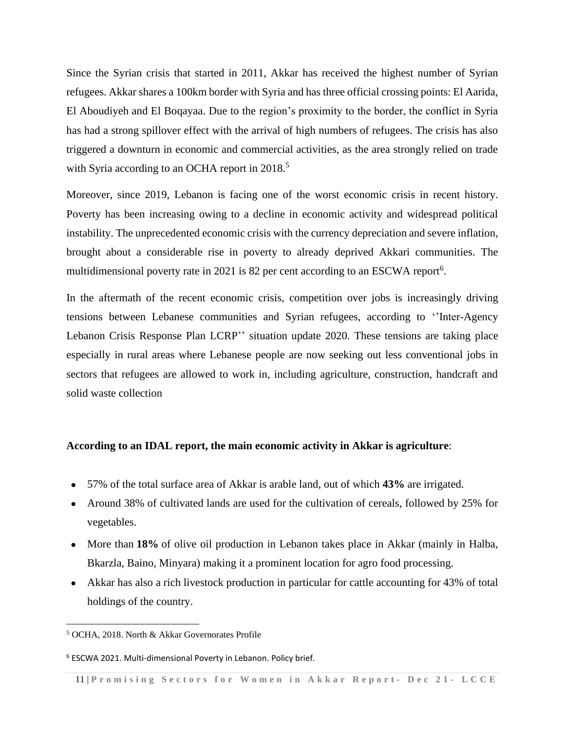Since the Syrian crisis that started in 2011, Akkar has received the highest number of Syrian refugees. Akkar shares a 100km border with Syria and has three official crossing points: El Aarida, El Aboudiyeh and El Boqayaa. Due to the region's proximity to the border, the conflict in Syria has had a strong spillover effect with the arrival of high numbers of refugees. The crisis has also triggered a downturn in economic and commercial activities, as the area strongly relied on trade with Syria according to an OCHA report in 2018.[5]

Moreover, since 2019, Lebanon is facing one of the worst economic crisis in recent history. Poverty has been increasing owing to a decline in economic activity and widespread political instability. The unprecedented economic crisis with the currency depreciation and severe inflation, brought about a considerable rise in poverty to already deprived Akkari communities. The multidimensional poverty rate in 2021 is 82 per cent according to an ESCWA report[6].

In the aftermath of the recent economic crisis, competition over jobs is increasingly driving tensions between Lebanese communities and Syrian refugees, according to ''Inter-Agency Lebanon Crisis Response Plan LCRP'' situation update 2020. These tensions are taking place especially in rural areas where Lebanese people are now seeking out less conventional jobs in sectors that refugees are allowed to work in, including agriculture, construction, handcraft and solid waste collection

**According to an IDAL report, the main economic activity in Akkar is agriculture**:

- 57% of the total surface area of Akkar is arable land, out of which **43%** are irrigated.
- Around 38% of cultivated lands are used for the cultivation of cereals, followed by 25% for vegetables.
- More than **18%** of olive oil production in Lebanon takes place in Akkar (mainly in Halba, Bkarzla, Baino, Minyara) making it a prominent location for agro food processing.
- Akkar has also a rich livestock production in particular for cattle accounting for 43% of total holdings of the country.

[5] OCHA, 2018. North & Akkar Governorates Profile

[6] ESCWA 2021. Multi-dimensional Poverty in Lebanon. Policy brief.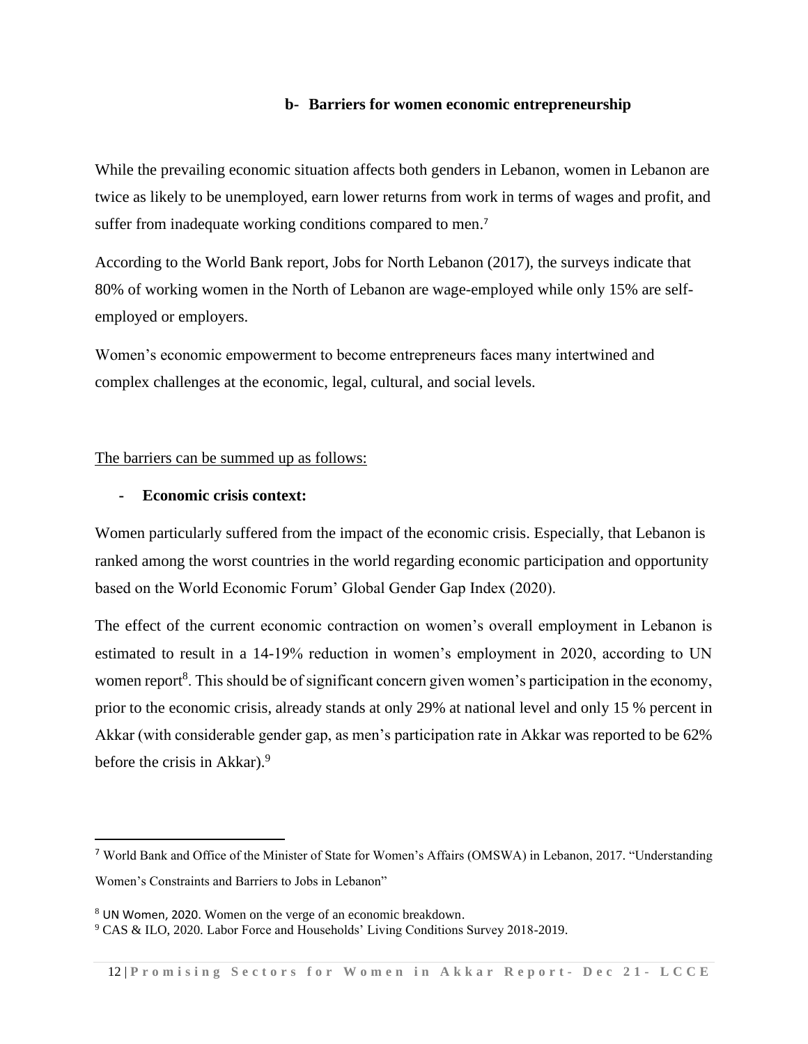### b- Barriers for women economic entrepreneurship

While the prevailing economic situation affects both genders in Lebanon, women in Lebanon are twice as likely to be unemployed, earn lower returns from work in terms of wages and profit, and suffer from inadequate working conditions compared to men.[7]

According to the World Bank report, Jobs for North Lebanon (2017), the surveys indicate that 80% of working women in the North of Lebanon are wage-employed while only 15% are self-employed or employers.

Women's economic empowerment to become entrepreneurs faces many intertwined and complex challenges at the economic, legal, cultural, and social levels.

<u>The barriers can be summed up as follows:</u>

- **Economic crisis context:**

Women particularly suffered from the impact of the economic crisis. Especially, that Lebanon is ranked among the worst countries in the world regarding economic participation and opportunity based on the World Economic Forum' Global Gender Gap Index (2020).

The effect of the current economic contraction on women's overall employment in Lebanon is estimated to result in a 14-19% reduction in women's employment in 2020, according to UN women report[8]. This should be of significant concern given women's participation in the economy, prior to the economic crisis, already stands at only 29% at national level and only 15 % percent in Akkar (with considerable gender gap, as men's participation rate in Akkar was reported to be 62% before the crisis in Akkar).[9]

---

[7] World Bank and Office of the Minister of State for Women's Affairs (OMSWA) in Lebanon, 2017. "Understanding Women's Constraints and Barriers to Jobs in Lebanon"

[8] UN Women, 2020. Women on the verge of an economic breakdown.

[9] CAS & ILO, 2020. Labor Force and Households' Living Conditions Survey 2018-2019.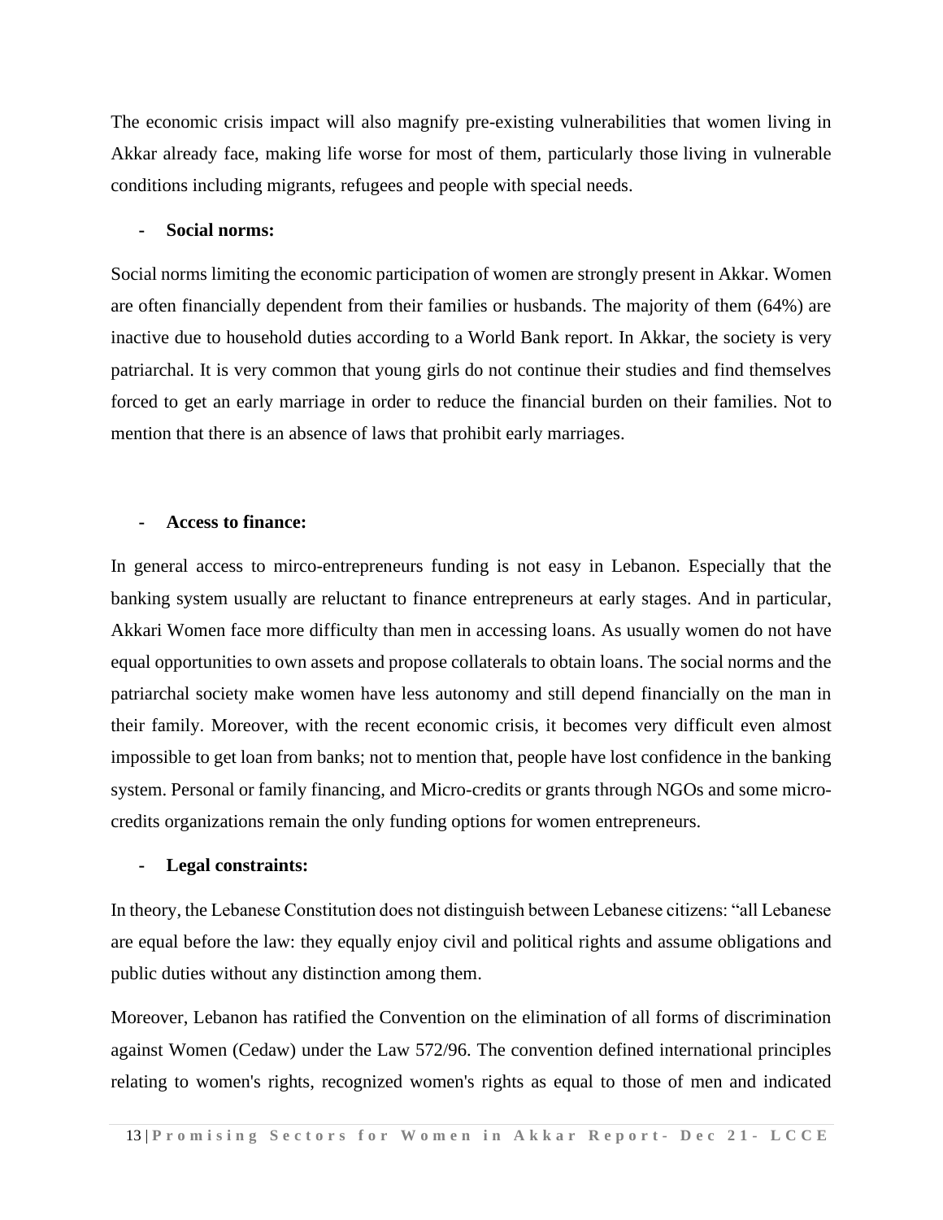The economic crisis impact will also magnify pre-existing vulnerabilities that women living in Akkar already face, making life worse for most of them, particularly those living in vulnerable conditions including migrants, refugees and people with special needs.

- **Social norms:**

Social norms limiting the economic participation of women are strongly present in Akkar. Women are often financially dependent from their families or husbands. The majority of them (64%) are inactive due to household duties according to a World Bank report. In Akkar, the society is very patriarchal. It is very common that young girls do not continue their studies and find themselves forced to get an early marriage in order to reduce the financial burden on their families. Not to mention that there is an absence of laws that prohibit early marriages.

- **Access to finance:**

In general access to mirco-entrepreneurs funding is not easy in Lebanon. Especially that the banking system usually are reluctant to finance entrepreneurs at early stages. And in particular, Akkari Women face more difficulty than men in accessing loans. As usually women do not have equal opportunities to own assets and propose collaterals to obtain loans. The social norms and the patriarchal society make women have less autonomy and still depend financially on the man in their family. Moreover, with the recent economic crisis, it becomes very difficult even almost impossible to get loan from banks; not to mention that, people have lost confidence in the banking system. Personal or family financing, and Micro-credits or grants through NGOs and some micro-credits organizations remain the only funding options for women entrepreneurs.

- **Legal constraints:**

In theory, the Lebanese Constitution does not distinguish between Lebanese citizens: "all Lebanese are equal before the law: they equally enjoy civil and political rights and assume obligations and public duties without any distinction among them.

Moreover, Lebanon has ratified the Convention on the elimination of all forms of discrimination against Women (Cedaw) under the Law 572/96. The convention defined international principles relating to women's rights, recognized women's rights as equal to those of men and indicated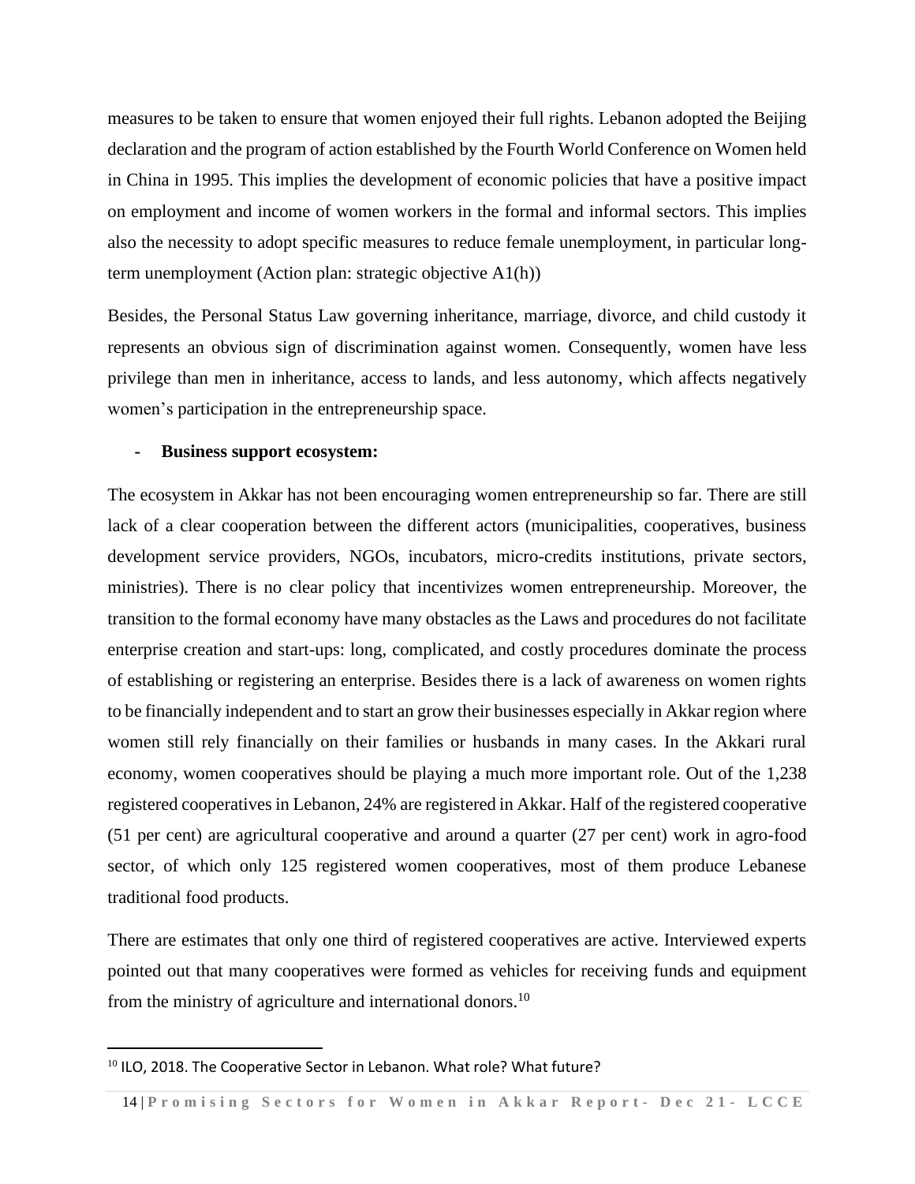measures to be taken to ensure that women enjoyed their full rights. Lebanon adopted the Beijing declaration and the program of action established by the Fourth World Conference on Women held in China in 1995. This implies the development of economic policies that have a positive impact on employment and income of women workers in the formal and informal sectors. This implies also the necessity to adopt specific measures to reduce female unemployment, in particular long-term unemployment (Action plan: strategic objective A1(h))

Besides, the Personal Status Law governing inheritance, marriage, divorce, and child custody it represents an obvious sign of discrimination against women. Consequently, women have less privilege than men in inheritance, access to lands, and less autonomy, which affects negatively women's participation in the entrepreneurship space.

- **Business support ecosystem:**

The ecosystem in Akkar has not been encouraging women entrepreneurship so far. There are still lack of a clear cooperation between the different actors (municipalities, cooperatives, business development service providers, NGOs, incubators, micro-credits institutions, private sectors, ministries). There is no clear policy that incentivizes women entrepreneurship. Moreover, the transition to the formal economy have many obstacles as the Laws and procedures do not facilitate enterprise creation and start-ups: long, complicated, and costly procedures dominate the process of establishing or registering an enterprise. Besides there is a lack of awareness on women rights to be financially independent and to start an grow their businesses especially in Akkar region where women still rely financially on their families or husbands in many cases. In the Akkari rural economy, women cooperatives should be playing a much more important role. Out of the 1,238 registered cooperatives in Lebanon, 24% are registered in Akkar. Half of the registered cooperative (51 per cent) are agricultural cooperative and around a quarter (27 per cent) work in agro-food sector, of which only 125 registered women cooperatives, most of them produce Lebanese traditional food products.

There are estimates that only one third of registered cooperatives are active. Interviewed experts pointed out that many cooperatives were formed as vehicles for receiving funds and equipment from the ministry of agriculture and international donors.[10]

[10] ILO, 2018. The Cooperative Sector in Lebanon. What role? What future?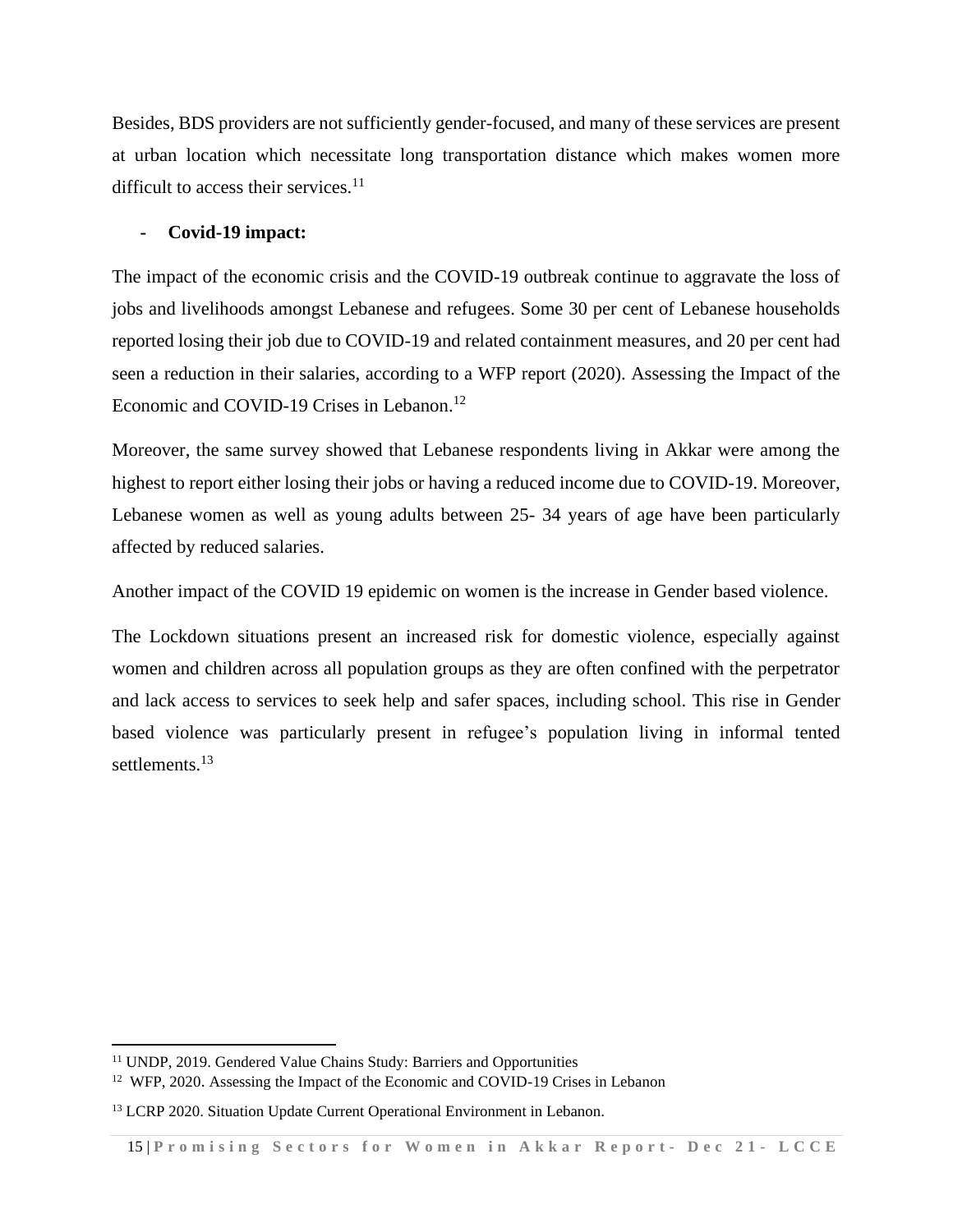Besides, BDS providers are not sufficiently gender-focused, and many of these services are present at urban location which necessitate long transportation distance which makes women more difficult to access their services.[11]

- **Covid-19 impact:**

The impact of the economic crisis and the COVID-19 outbreak continue to aggravate the loss of jobs and livelihoods amongst Lebanese and refugees. Some 30 per cent of Lebanese households reported losing their job due to COVID-19 and related containment measures, and 20 per cent had seen a reduction in their salaries, according to a WFP report (2020). Assessing the Impact of the Economic and COVID-19 Crises in Lebanon.[12]

Moreover, the same survey showed that Lebanese respondents living in Akkar were among the highest to report either losing their jobs or having a reduced income due to COVID-19. Moreover, Lebanese women as well as young adults between 25- 34 years of age have been particularly affected by reduced salaries.

Another impact of the COVID 19 epidemic on women is the increase in Gender based violence.

The Lockdown situations present an increased risk for domestic violence, especially against women and children across all population groups as they are often confined with the perpetrator and lack access to services to seek help and safer spaces, including school. This rise in Gender based violence was particularly present in refugee's population living in informal tented settlements.[13]

---

[11] UNDP, 2019. Gendered Value Chains Study: Barriers and Opportunities

[12] WFP, 2020. Assessing the Impact of the Economic and COVID-19 Crises in Lebanon

[13] LCRP 2020. Situation Update Current Operational Environment in Lebanon.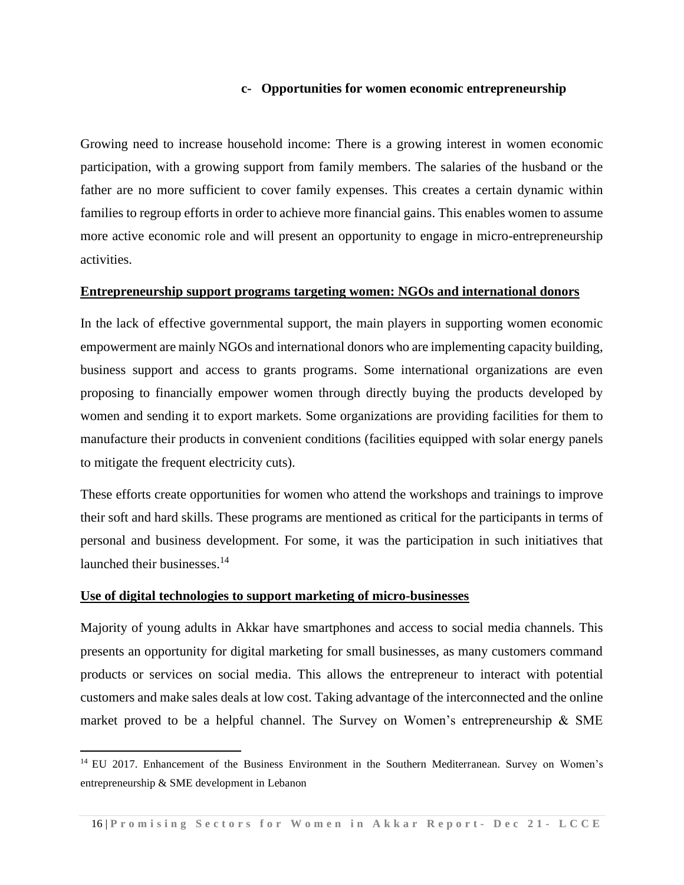### c- Opportunities for women economic entrepreneurship

Growing need to increase household income: There is a growing interest in women economic participation, with a growing support from family members. The salaries of the husband or the father are no more sufficient to cover family expenses. This creates a certain dynamic within families to regroup efforts in order to achieve more financial gains. This enables women to assume more active economic role and will present an opportunity to engage in micro-entrepreneurship activities.

**Entrepreneurship support programs targeting women: NGOs and international donors**

In the lack of effective governmental support, the main players in supporting women economic empowerment are mainly NGOs and international donors who are implementing capacity building, business support and access to grants programs. Some international organizations are even proposing to financially empower women through directly buying the products developed by women and sending it to export markets. Some organizations are providing facilities for them to manufacture their products in convenient conditions (facilities equipped with solar energy panels to mitigate the frequent electricity cuts).

These efforts create opportunities for women who attend the workshops and trainings to improve their soft and hard skills. These programs are mentioned as critical for the participants in terms of personal and business development. For some, it was the participation in such initiatives that launched their businesses.[14]

**Use of digital technologies to support marketing of micro-businesses**

Majority of young adults in Akkar have smartphones and access to social media channels. This presents an opportunity for digital marketing for small businesses, as many customers command products or services on social media. This allows the entrepreneur to interact with potential customers and make sales deals at low cost. Taking advantage of the interconnected and the online market proved to be a helpful channel. The Survey on Women's entrepreneurship & SME

[14] EU 2017. Enhancement of the Business Environment in the Southern Mediterranean. Survey on Women's entrepreneurship & SME development in Lebanon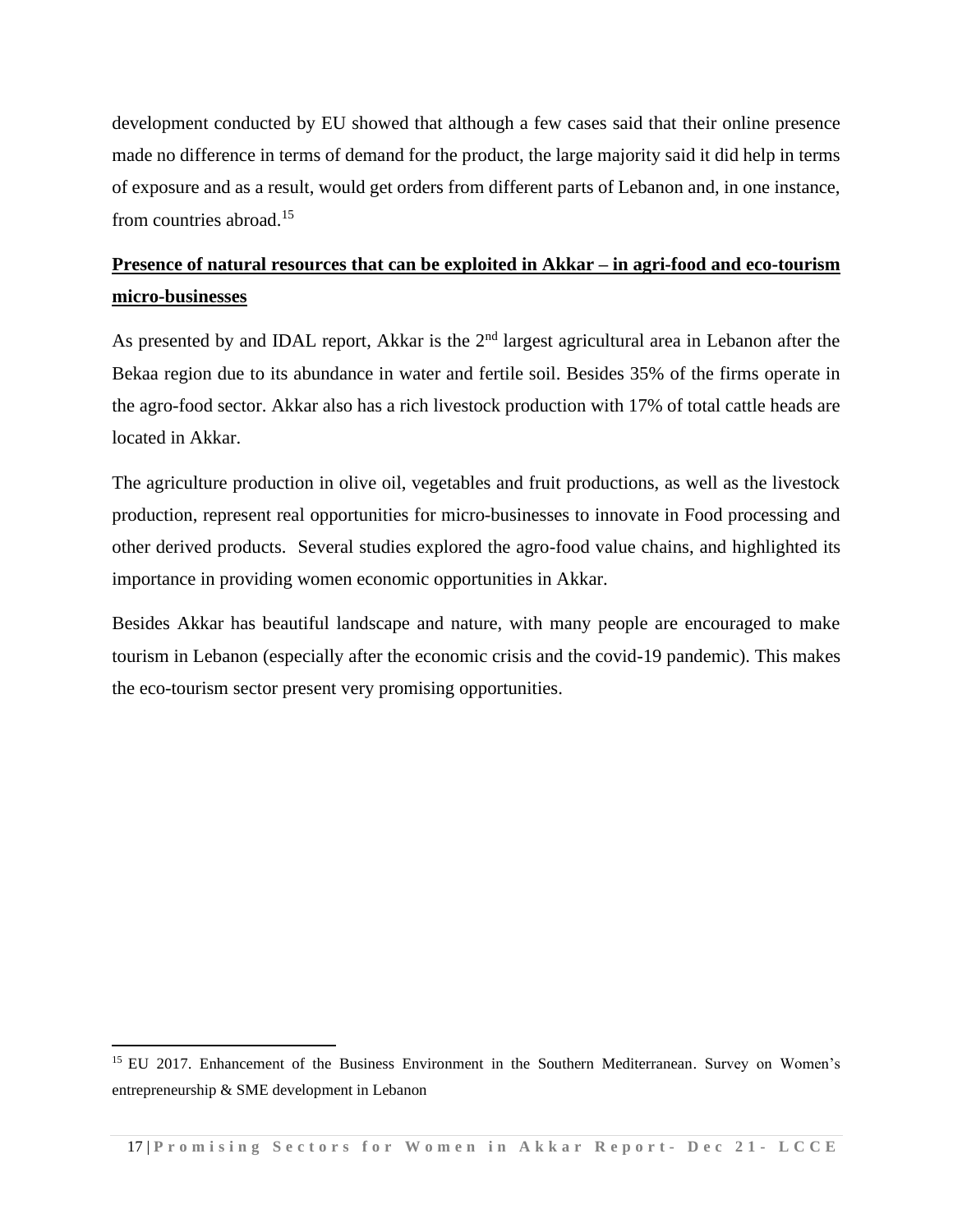development conducted by EU showed that although a few cases said that their online presence made no difference in terms of demand for the product, the large majority said it did help in terms of exposure and as a result, would get orders from different parts of Lebanon and, in one instance, from countries abroad.[15]

**Presence of natural resources that can be exploited in Akkar – in agri-food and eco-tourism micro-businesses**

As presented by and IDAL report, Akkar is the 2nd largest agricultural area in Lebanon after the Bekaa region due to its abundance in water and fertile soil. Besides 35% of the firms operate in the agro-food sector. Akkar also has a rich livestock production with 17% of total cattle heads are located in Akkar.

The agriculture production in olive oil, vegetables and fruit productions, as well as the livestock production, represent real opportunities for micro-businesses to innovate in Food processing and other derived products. Several studies explored the agro-food value chains, and highlighted its importance in providing women economic opportunities in Akkar.

Besides Akkar has beautiful landscape and nature, with many people are encouraged to make tourism in Lebanon (especially after the economic crisis and the covid-19 pandemic). This makes the eco-tourism sector present very promising opportunities.

---

[15] EU 2017. Enhancement of the Business Environment in the Southern Mediterranean. Survey on Women's entrepreneurship & SME development in Lebanon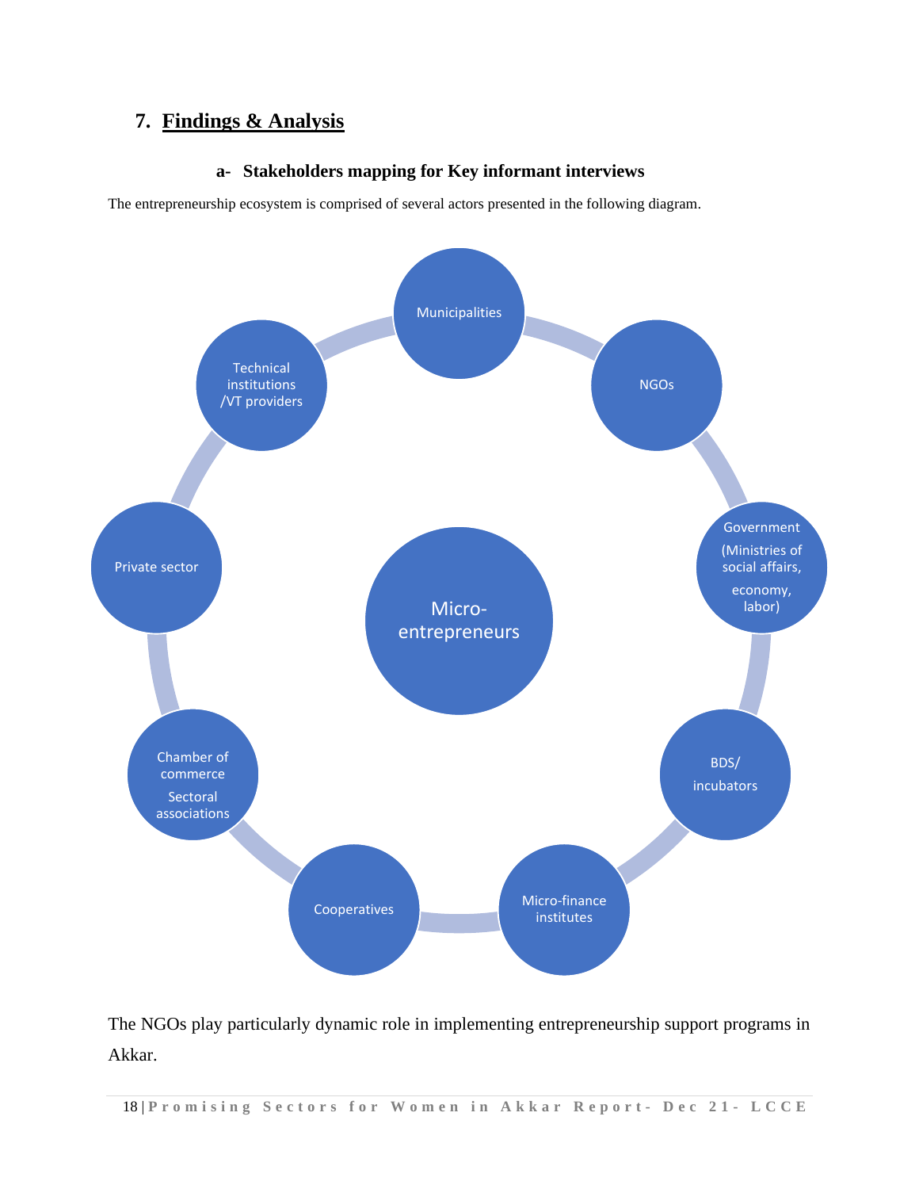## 7. Findings & Analysis

### a- Stakeholders mapping for Key informant interviews

The entrepreneurship ecosystem is comprised of several actors presented in the following diagram.

Micro-entrepreneurs

Municipalities

NGOs

Government (Ministries of social affairs, economy, labor)

BDS/ incubators

Micro-finance institutes

Cooperatives

Chamber of commerce Sectoral associations

Private sector

Technical institutions /VT providers

The NGOs play particularly dynamic role in implementing entrepreneurship support programs in Akkar.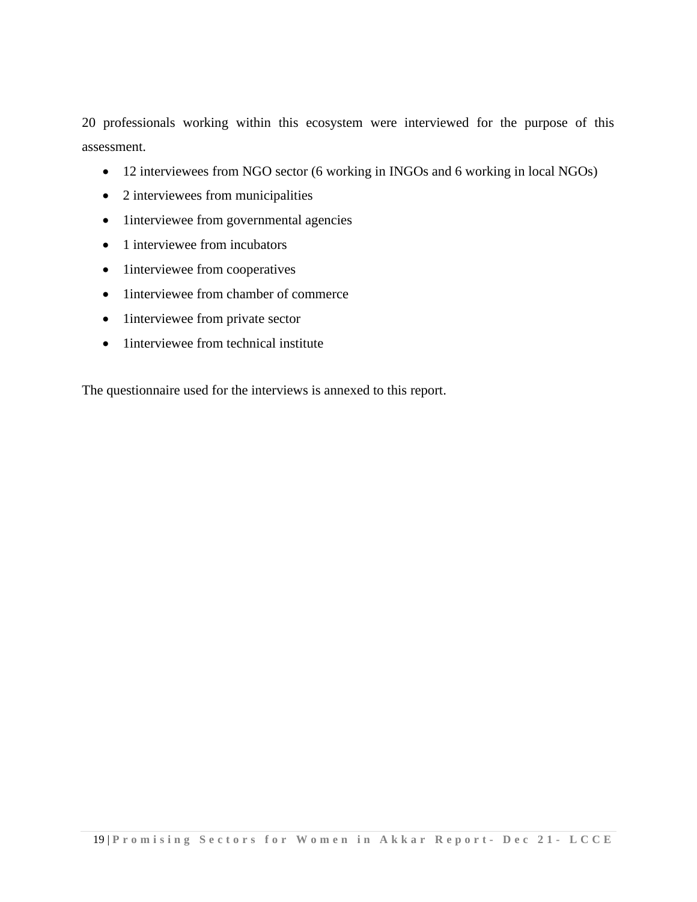20 professionals working within this ecosystem were interviewed for the purpose of this assessment.

- 12 interviewees from NGO sector (6 working in INGOs and 6 working in local NGOs)
- 2 interviewees from municipalities
- 1interviewee from governmental agencies
- 1 interviewee from incubators
- 1interviewee from cooperatives
- 1interviewee from chamber of commerce
- 1interviewee from private sector
- 1interviewee from technical institute

The questionnaire used for the interviews is annexed to this report.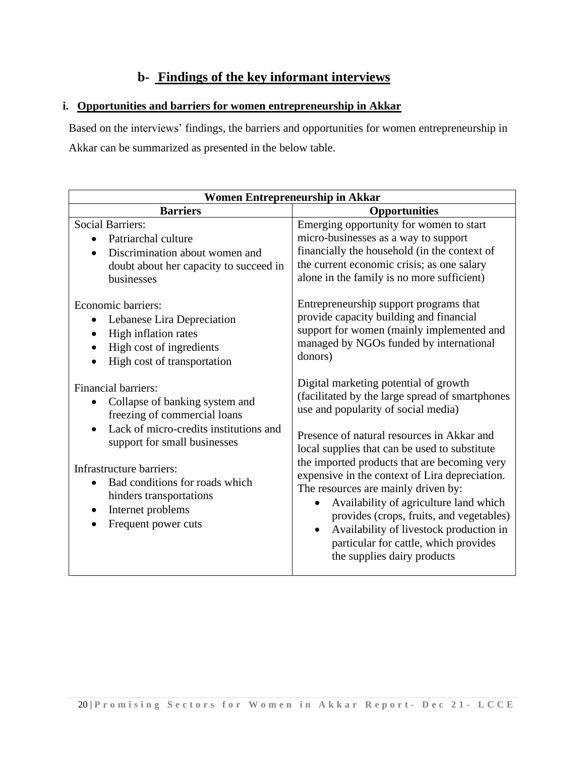## b- Findings of the key informant interviews

### i. Opportunities and barriers for women entrepreneurship in Akkar

Based on the interviews' findings, the barriers and opportunities for women entrepreneurship in Akkar can be summarized as presented in the below table.

| Women Entrepreneurship in Akkar | |
|---|---|
| **Barriers** | **Opportunities** |
| Social Barriers:<br>• Patriarchal culture<br>• Discrimination about women and doubt about her capacity to succeed in businesses<br><br>Economic barriers:<br>• Lebanese Lira Depreciation<br>• High inflation rates<br>• High cost of ingredients<br>• High cost of transportation<br><br>Financial barriers:<br>• Collapse of banking system and freezing of commercial loans<br>• Lack of micro-credits institutions and support for small businesses<br><br>Infrastructure barriers:<br>• Bad conditions for roads which hinders transportations<br>• Internet problems<br>• Frequent power cuts | Emerging opportunity for women to start micro-businesses as a way to support financially the household (in the context of the current economic crisis; as one salary alone in the family is no more sufficient)<br><br>Entrepreneurship support programs that provide capacity building and financial support for women (mainly implemented and managed by NGOs funded by international donors)<br><br>Digital marketing potential of growth (facilitated by the large spread of smartphones use and popularity of social media)<br><br>Presence of natural resources in Akkar and local supplies that can be used to substitute the imported products that are becoming very expensive in the context of Lira depreciation. The resources are mainly driven by:<br>• Availability of agriculture land which provides (crops, fruits, and vegetables)<br>• Availability of livestock production in particular for cattle, which provides the supplies dairy products |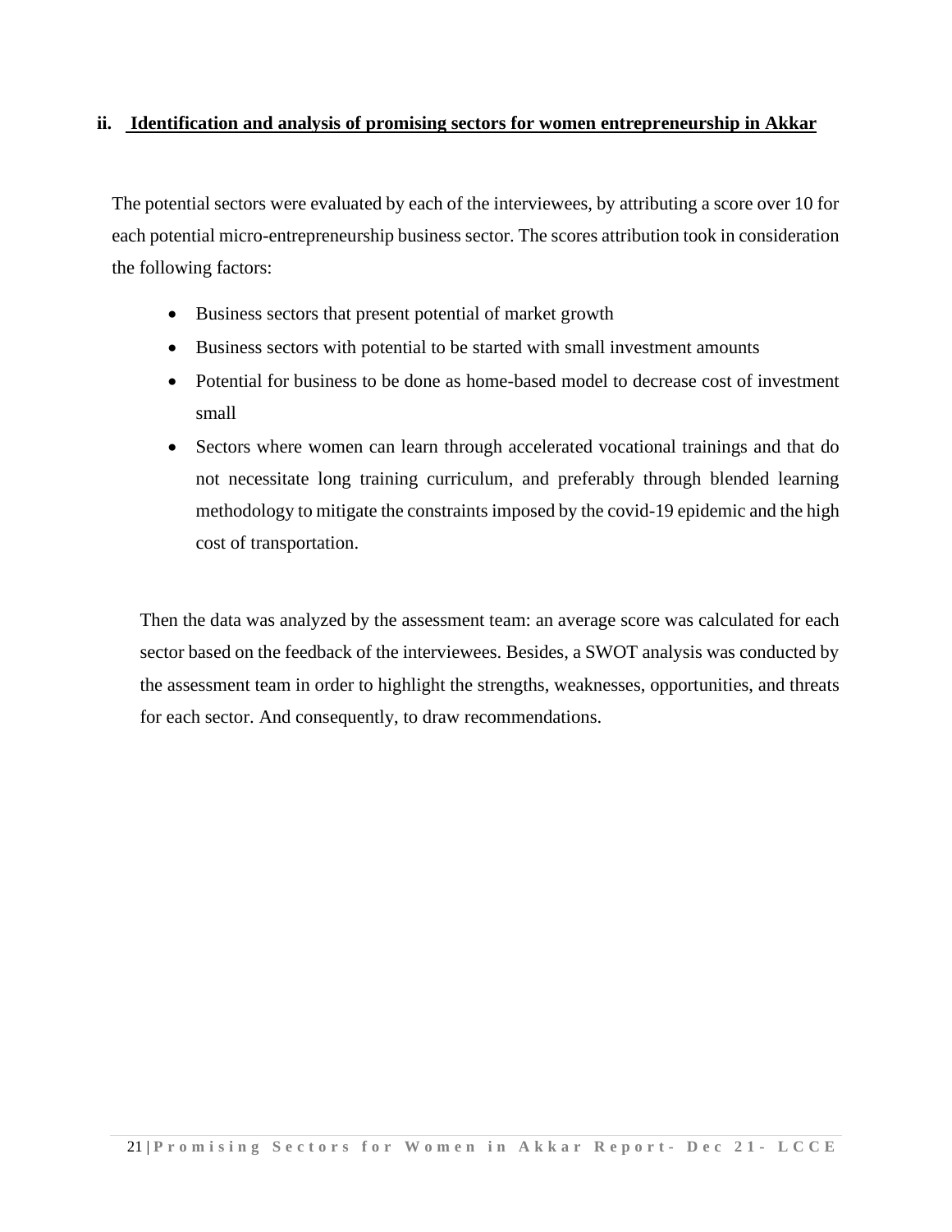## ii. Identification and analysis of promising sectors for women entrepreneurship in Akkar

The potential sectors were evaluated by each of the interviewees, by attributing a score over 10 for each potential micro-entrepreneurship business sector. The scores attribution took in consideration the following factors:

- Business sectors that present potential of market growth
- Business sectors with potential to be started with small investment amounts
- Potential for business to be done as home-based model to decrease cost of investment small
- Sectors where women can learn through accelerated vocational trainings and that do not necessitate long training curriculum, and preferably through blended learning methodology to mitigate the constraints imposed by the covid-19 epidemic and the high cost of transportation.

Then the data was analyzed by the assessment team: an average score was calculated for each sector based on the feedback of the interviewees. Besides, a SWOT analysis was conducted by the assessment team in order to highlight the strengths, weaknesses, opportunities, and threats for each sector. And consequently, to draw recommendations.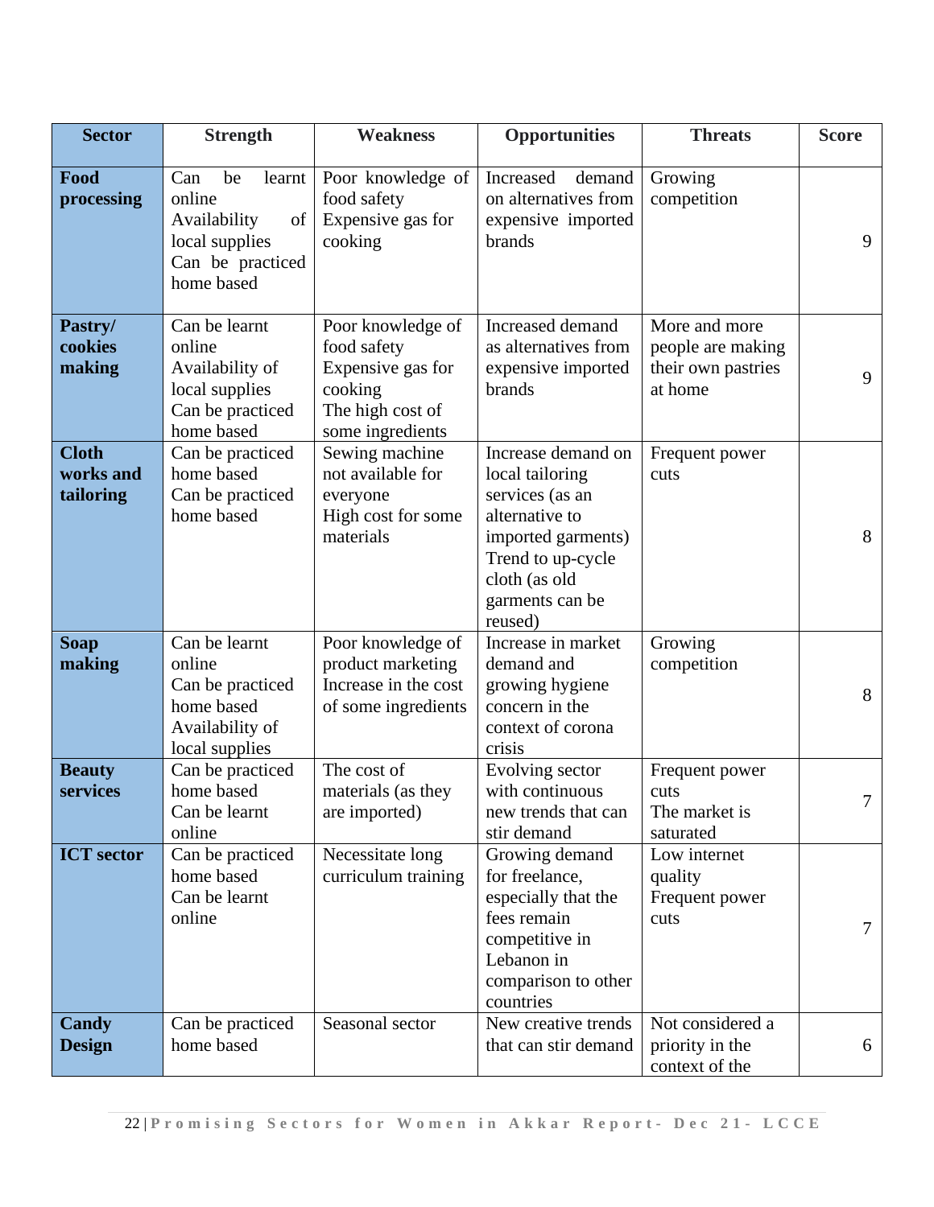| Sector | Strength | Weakness | Opportunities | Threats | Score |
|---|---|---|---|---|---|
| **Food processing** | Can be learnt online<br>Availability of local supplies<br>Can be practiced home based | Poor knowledge of food safety<br>Expensive gas for cooking | Increased demand on alternatives from expensive imported brands | Growing competition | 9 |
| **Pastry/ cookies making** | Can be learnt online<br>Availability of local supplies<br>Can be practiced home based | Poor knowledge of food safety<br>Expensive gas for cooking<br>The high cost of some ingredients | Increased demand as alternatives from expensive imported brands | More and more people are making their own pastries at home | 9 |
| **Cloth works and tailoring** | Can be practiced home based<br>Can be practiced home based | Sewing machine not available for everyone<br>High cost for some materials | Increase demand on local tailoring services (as an alternative to imported garments)<br>Trend to up-cycle cloth (as old garments can be reused) | Frequent power cuts | 8 |
| **Soap making** | Can be learnt online<br>Can be practiced home based<br>Availability of local supplies | Poor knowledge of product marketing<br>Increase in the cost of some ingredients | Increase in market demand and growing hygiene concern in the context of corona crisis | Growing competition | 8 |
| **Beauty services** | Can be practiced home based<br>Can be learnt online | The cost of materials (as they are imported) | Evolving sector with continuous new trends that can stir demand | Frequent power cuts<br>The market is saturated | 7 |
| **ICT sector** | Can be practiced home based<br>Can be learnt online | Necessitate long curriculum training | Growing demand for freelance, especially that the fees remain competitive in Lebanon in comparison to other countries | Low internet quality<br>Frequent power cuts | 7 |
| **Candy Design** | Can be practiced home based | Seasonal sector | New creative trends that can stir demand | Not considered a priority in the context of the | 6 |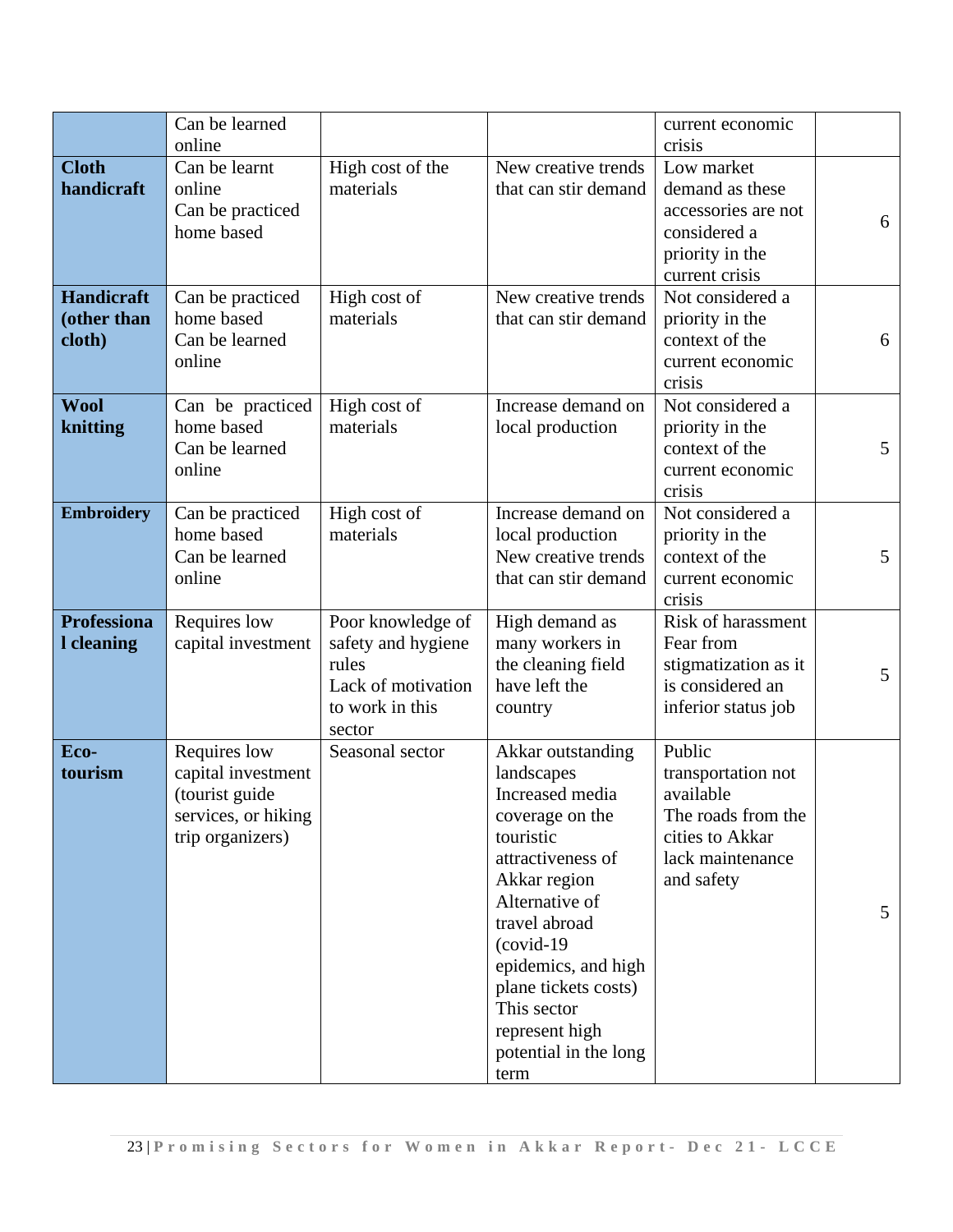| | | | | | |
|---|---|---|---|---|---|
| | Can be learned online | | | current economic crisis | |
| **Cloth handicraft** | Can be learnt online<br>Can be practiced home based | High cost of the materials | New creative trends that can stir demand | Low market demand as these accessories are not considered a priority in the current crisis | 6 |
| **Handicraft (other than cloth)** | Can be practiced home based<br>Can be learned online | High cost of materials | New creative trends that can stir demand | Not considered a priority in the context of the current economic crisis | 6 |
| **Wool knitting** | Can be practiced home based<br>Can be learned online | High cost of materials | Increase demand on local production | Not considered a priority in the context of the current economic crisis | 5 |
| **Embroidery** | Can be practiced home based<br>Can be learned online | High cost of materials | Increase demand on local production<br>New creative trends that can stir demand | Not considered a priority in the context of the current economic crisis | 5 |
| **Professional cleaning** | Requires low capital investment | Poor knowledge of safety and hygiene rules<br>Lack of motivation to work in this sector | High demand as many workers in the cleaning field have left the country | Risk of harassment<br>Fear from stigmatization as it is considered an inferior status job | 5 |
| **Eco-tourism** | Requires low capital investment (tourist guide services, or hiking trip organizers) | Seasonal sector | Akkar outstanding landscapes<br>Increased media coverage on the touristic attractiveness of Akkar region<br>Alternative of travel abroad (covid-19 epidemics, and high plane tickets costs)<br>This sector represent high potential in the long term | Public transportation not available<br>The roads from the cities to Akkar lack maintenance and safety | 5 |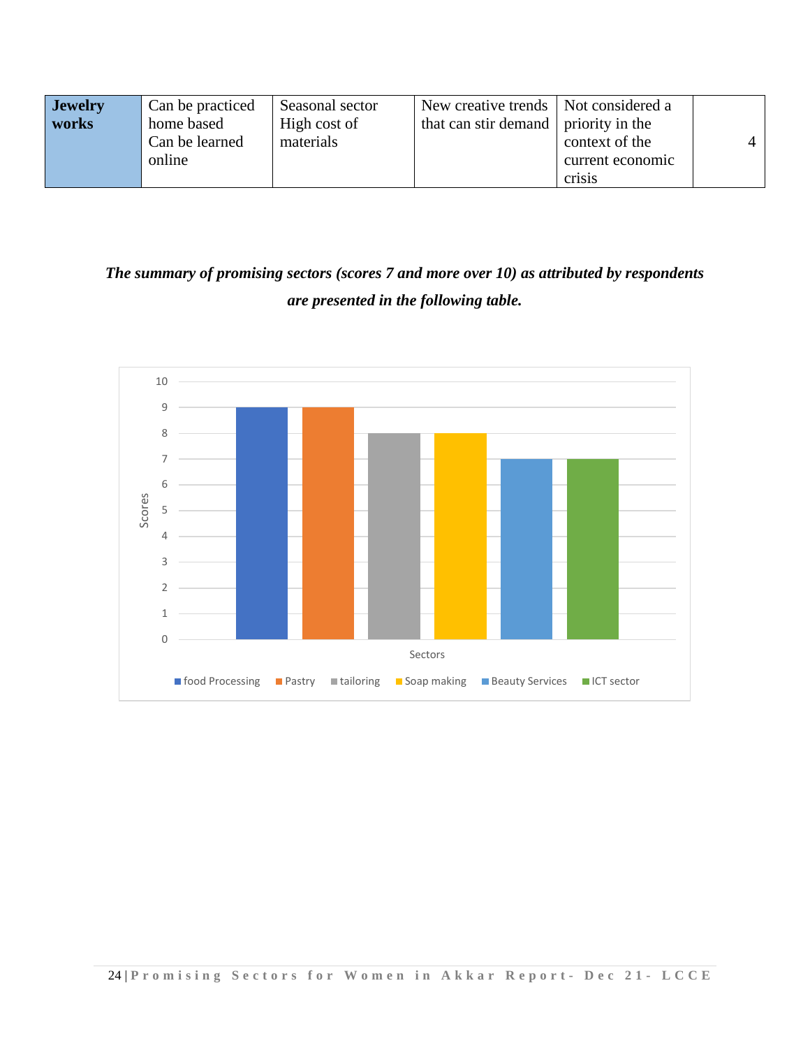| | | | | | |
|---|---|---|---|---|---|
| **Jewelry works** | Can be practiced home based<br>Can be learned online | Seasonal sector<br>High cost of materials | New creative trends that can stir demand | Not considered a priority in the context of the current economic crisis | 4 |

***The summary of promising sectors (scores 7 and more over 10) as attributed by respondents are presented in the following table.***

| Sectors | Scores |
|---|---|
| food Processing | 9 |
| Pastry | 9 |
| tailoring | 8 |
| Soap making | 8 |
| Beauty Services | 7 |
| ICT sector | 7 |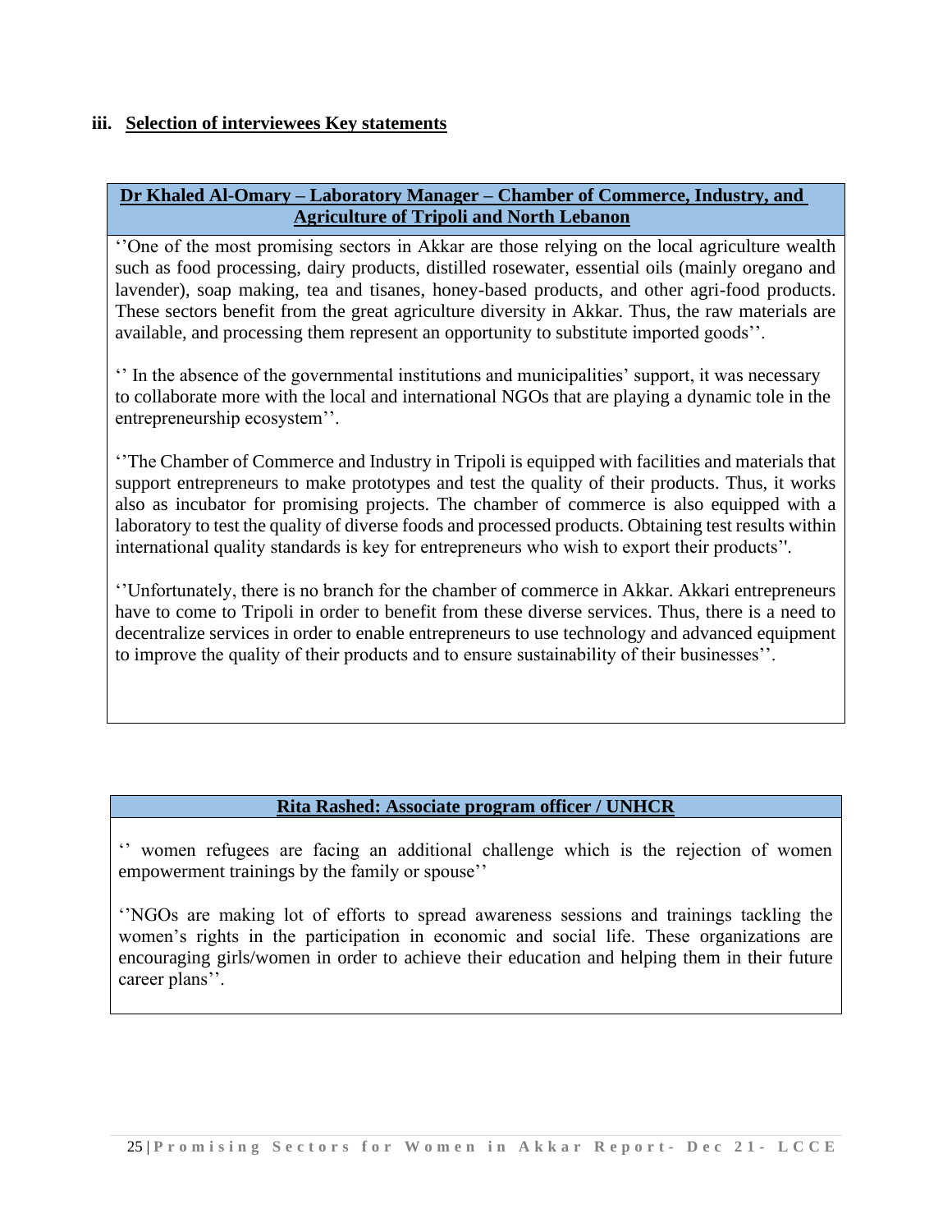### iii. Selection of interviewees Key statements

**Dr Khaled Al-Omary – Laboratory Manager – Chamber of Commerce, Industry, and Agriculture of Tripoli and North Lebanon**

''One of the most promising sectors in Akkar are those relying on the local agriculture wealth such as food processing, dairy products, distilled rosewater, essential oils (mainly oregano and lavender), soap making, tea and tisanes, honey-based products, and other agri-food products. These sectors benefit from the great agriculture diversity in Akkar. Thus, the raw materials are available, and processing them represent an opportunity to substitute imported goods''.

'' In the absence of the governmental institutions and municipalities' support, it was necessary to collaborate more with the local and international NGOs that are playing a dynamic tole in the entrepreneurship ecosystem''.

''The Chamber of Commerce and Industry in Tripoli is equipped with facilities and materials that support entrepreneurs to make prototypes and test the quality of their products. Thus, it works also as incubator for promising projects. The chamber of commerce is also equipped with a laboratory to test the quality of diverse foods and processed products. Obtaining test results within international quality standards is key for entrepreneurs who wish to export their products''.

''Unfortunately, there is no branch for the chamber of commerce in Akkar. Akkari entrepreneurs have to come to Tripoli in order to benefit from these diverse services. Thus, there is a need to decentralize services in order to enable entrepreneurs to use technology and advanced equipment to improve the quality of their products and to ensure sustainability of their businesses''.

**Rita Rashed: Associate program officer / UNHCR**

'' women refugees are facing an additional challenge which is the rejection of women empowerment trainings by the family or spouse''

''NGOs are making lot of efforts to spread awareness sessions and trainings tackling the women's rights in the participation in economic and social life. These organizations are encouraging girls/women in order to achieve their education and helping them in their future career plans''.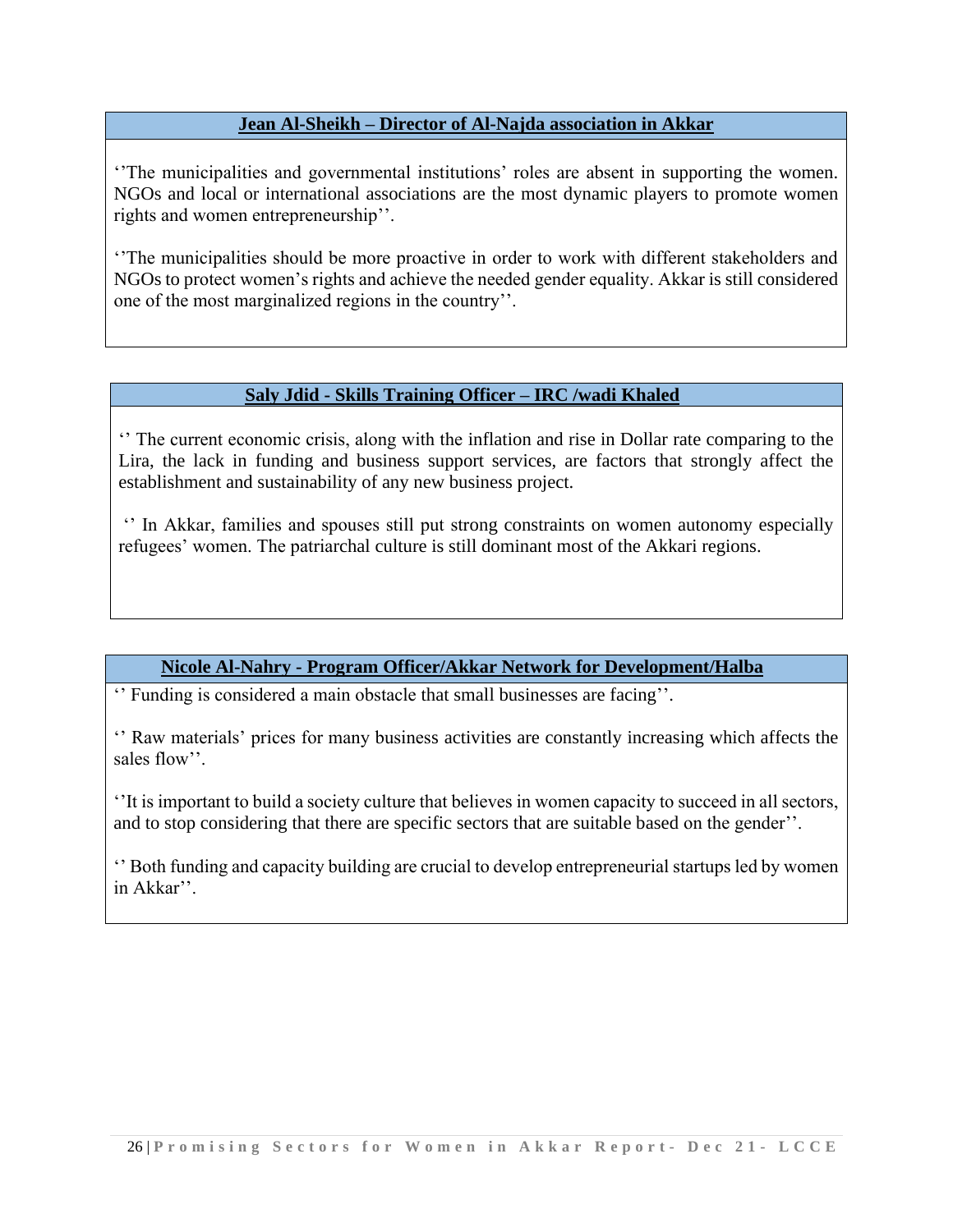**Jean Al-Sheikh – Director of Al-Najda association in Akkar**

‘’The municipalities and governmental institutions’ roles are absent in supporting the women. NGOs and local or international associations are the most dynamic players to promote women rights and women entrepreneurship’’.

‘’The municipalities should be more proactive in order to work with different stakeholders and NGOs to protect women’s rights and achieve the needed gender equality. Akkar is still considered one of the most marginalized regions in the country’’.

**Saly Jdid - Skills Training Officer – IRC /wadi Khaled**

‘’ The current economic crisis, along with the inflation and rise in Dollar rate comparing to the Lira, the lack in funding and business support services, are factors that strongly affect the establishment and sustainability of any new business project.

‘’ In Akkar, families and spouses still put strong constraints on women autonomy especially refugees’ women. The patriarchal culture is still dominant most of the Akkari regions.

**Nicole Al-Nahry - Program Officer/Akkar Network for Development/Halba**

‘’ Funding is considered a main obstacle that small businesses are facing’’.

‘’ Raw materials’ prices for many business activities are constantly increasing which affects the sales flow’’.

‘’It is important to build a society culture that believes in women capacity to succeed in all sectors, and to stop considering that there are specific sectors that are suitable based on the gender’’.

‘’ Both funding and capacity building are crucial to develop entrepreneurial startups led by women in Akkar’’.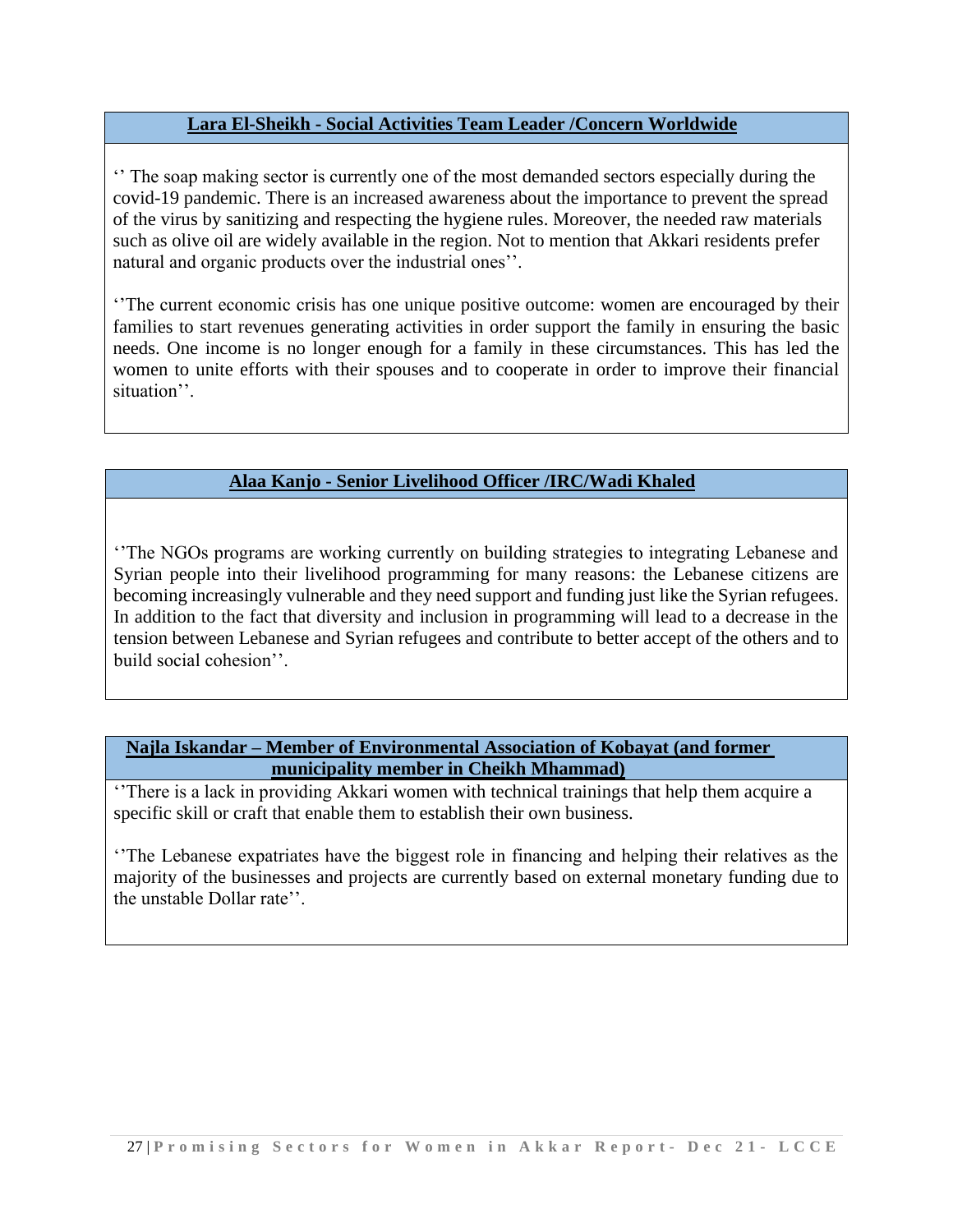**Lara El-Sheikh - Social Activities Team Leader /Concern Worldwide**

'' The soap making sector is currently one of the most demanded sectors especially during the covid-19 pandemic. There is an increased awareness about the importance to prevent the spread of the virus by sanitizing and respecting the hygiene rules. Moreover, the needed raw materials such as olive oil are widely available in the region. Not to mention that Akkari residents prefer natural and organic products over the industrial ones''.

''The current economic crisis has one unique positive outcome: women are encouraged by their families to start revenues generating activities in order support the family in ensuring the basic needs. One income is no longer enough for a family in these circumstances. This has led the women to unite efforts with their spouses and to cooperate in order to improve their financial situation''.

**Alaa Kanjo - Senior Livelihood Officer /IRC/Wadi Khaled**

''The NGOs programs are working currently on building strategies to integrating Lebanese and Syrian people into their livelihood programming for many reasons: the Lebanese citizens are becoming increasingly vulnerable and they need support and funding just like the Syrian refugees. In addition to the fact that diversity and inclusion in programming will lead to a decrease in the tension between Lebanese and Syrian refugees and contribute to better accept of the others and to build social cohesion''.

**Najla Iskandar – Member of Environmental Association of Kobayat (and former municipality member in Cheikh Mhammad)**

''There is a lack in providing Akkari women with technical trainings that help them acquire a specific skill or craft that enable them to establish their own business.

''The Lebanese expatriates have the biggest role in financing and helping their relatives as the majority of the businesses and projects are currently based on external monetary funding due to the unstable Dollar rate''.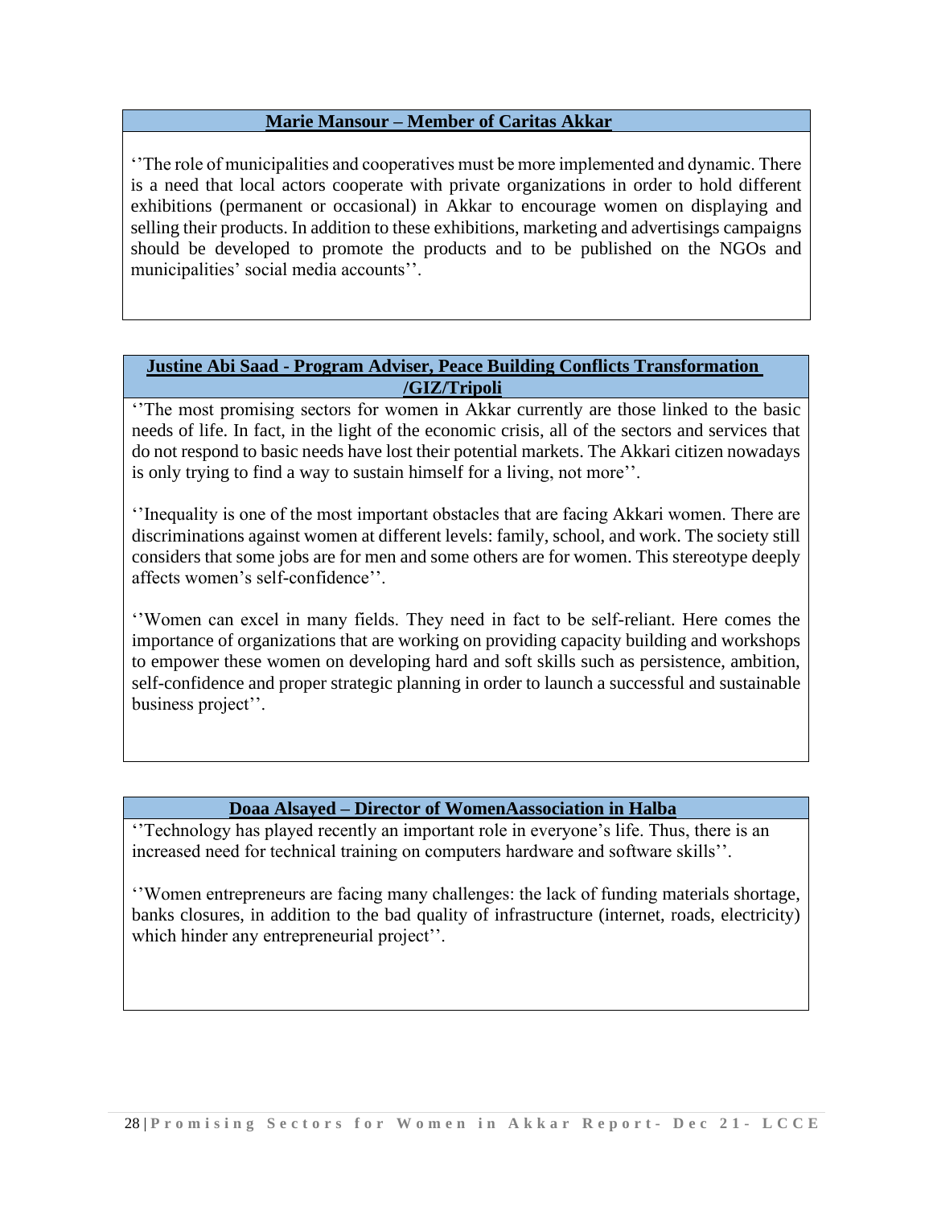**Marie Mansour – Member of Caritas Akkar**

''The role of municipalities and cooperatives must be more implemented and dynamic. There is a need that local actors cooperate with private organizations in order to hold different exhibitions (permanent or occasional) in Akkar to encourage women on displaying and selling their products. In addition to these exhibitions, marketing and advertisings campaigns should be developed to promote the products and to be published on the NGOs and municipalities' social media accounts''.

**Justine Abi Saad - Program Adviser, Peace Building Conflicts Transformation /GIZ/Tripoli**

''The most promising sectors for women in Akkar currently are those linked to the basic needs of life. In fact, in the light of the economic crisis, all of the sectors and services that do not respond to basic needs have lost their potential markets. The Akkari citizen nowadays is only trying to find a way to sustain himself for a living, not more''.

''Inequality is one of the most important obstacles that are facing Akkari women. There are discriminations against women at different levels: family, school, and work. The society still considers that some jobs are for men and some others are for women. This stereotype deeply affects women's self-confidence''.

''Women can excel in many fields. They need in fact to be self-reliant. Here comes the importance of organizations that are working on providing capacity building and workshops to empower these women on developing hard and soft skills such as persistence, ambition, self-confidence and proper strategic planning in order to launch a successful and sustainable business project''.

**Doaa Alsayed – Director of WomenAassociation in Halba**

''Technology has played recently an important role in everyone's life. Thus, there is an increased need for technical training on computers hardware and software skills''.

''Women entrepreneurs are facing many challenges: the lack of funding materials shortage, banks closures, in addition to the bad quality of infrastructure (internet, roads, electricity) which hinder any entrepreneurial project''.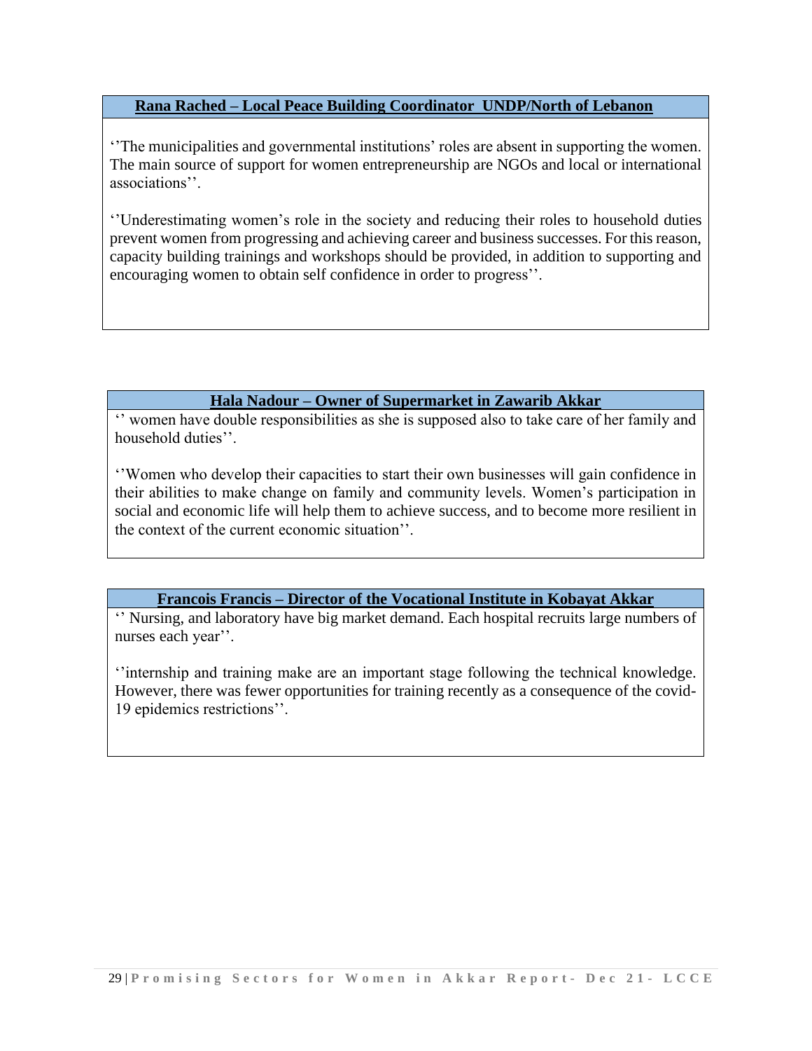**Rana Rached – Local Peace Building Coordinator UNDP/North of Lebanon**

''The municipalities and governmental institutions' roles are absent in supporting the women. The main source of support for women entrepreneurship are NGOs and local or international associations''.

''Underestimating women's role in the society and reducing their roles to household duties prevent women from progressing and achieving career and business successes. For this reason, capacity building trainings and workshops should be provided, in addition to supporting and encouraging women to obtain self confidence in order to progress''.

**Hala Nadour – Owner of Supermarket in Zawarib Akkar**

'' women have double responsibilities as she is supposed also to take care of her family and household duties''.

''Women who develop their capacities to start their own businesses will gain confidence in their abilities to make change on family and community levels. Women's participation in social and economic life will help them to achieve success, and to become more resilient in the context of the current economic situation''.

**Francois Francis – Director of the Vocational Institute in Kobayat Akkar**

'' Nursing, and laboratory have big market demand. Each hospital recruits large numbers of nurses each year''.

''internship and training make are an important stage following the technical knowledge. However, there was fewer opportunities for training recently as a consequence of the covid-19 epidemics restrictions''.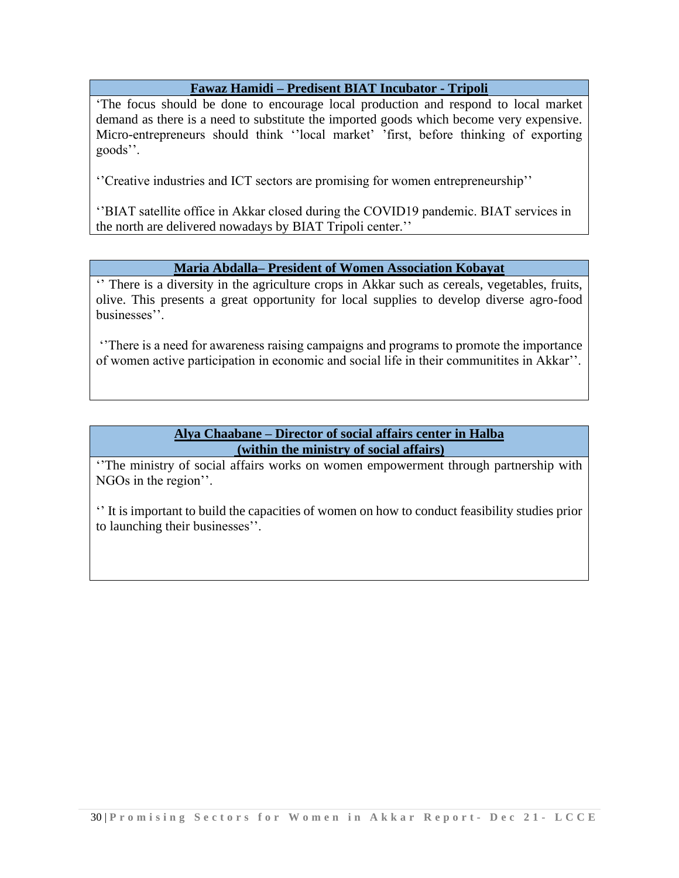**Fawaz Hamidi – Predisent BIAT Incubator - Tripoli**

'The focus should be done to encourage local production and respond to local market demand as there is a need to substitute the imported goods which become very expensive. Micro-entrepreneurs should think ''local market' 'first, before thinking of exporting goods''.

''Creative industries and ICT sectors are promising for women entrepreneurship''

''BIAT satellite office in Akkar closed during the COVID19 pandemic. BIAT services in the north are delivered nowadays by BIAT Tripoli center.''

**Maria Abdalla– President of Women Association Kobayat**

'' There is a diversity in the agriculture crops in Akkar such as cereals, vegetables, fruits, olive. This presents a great opportunity for local supplies to develop diverse agro-food businesses''.

''There is a need for awareness raising campaigns and programs to promote the importance of women active participation in economic and social life in their communitites in Akkar''.

**Alya Chaabane – Director of social affairs center in Halba (within the ministry of social affairs)**

''The ministry of social affairs works on women empowerment through partnership with NGOs in the region''.

'' It is important to build the capacities of women on how to conduct feasibility studies prior to launching their businesses''.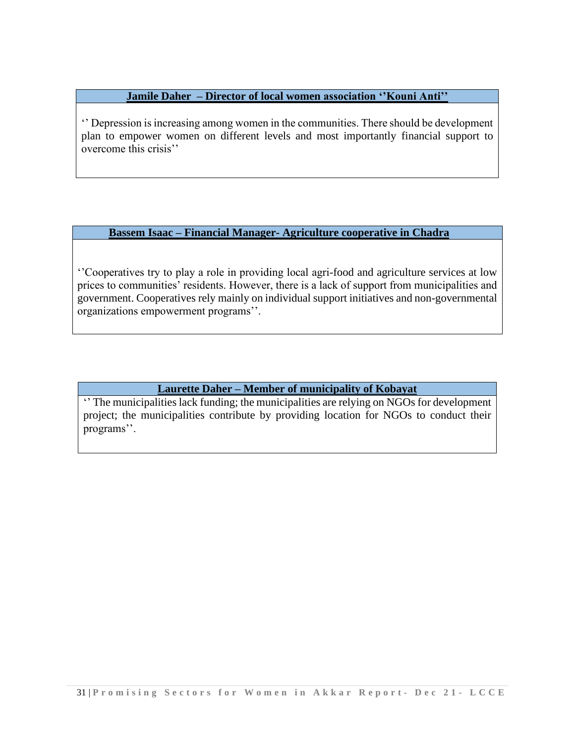**Jamile Daher – Director of local women association ''Kouni Anti''**

'' Depression is increasing among women in the communities. There should be development plan to empower women on different levels and most importantly financial support to overcome this crisis''

**Bassem Isaac – Financial Manager- Agriculture cooperative in Chadra**

''Cooperatives try to play a role in providing local agri-food and agriculture services at low prices to communities' residents. However, there is a lack of support from municipalities and government. Cooperatives rely mainly on individual support initiatives and non-governmental organizations empowerment programs''.

**Laurette Daher – Member of municipality of Kobayat**

'' The municipalities lack funding; the municipalities are relying on NGOs for development project; the municipalities contribute by providing location for NGOs to conduct their programs''.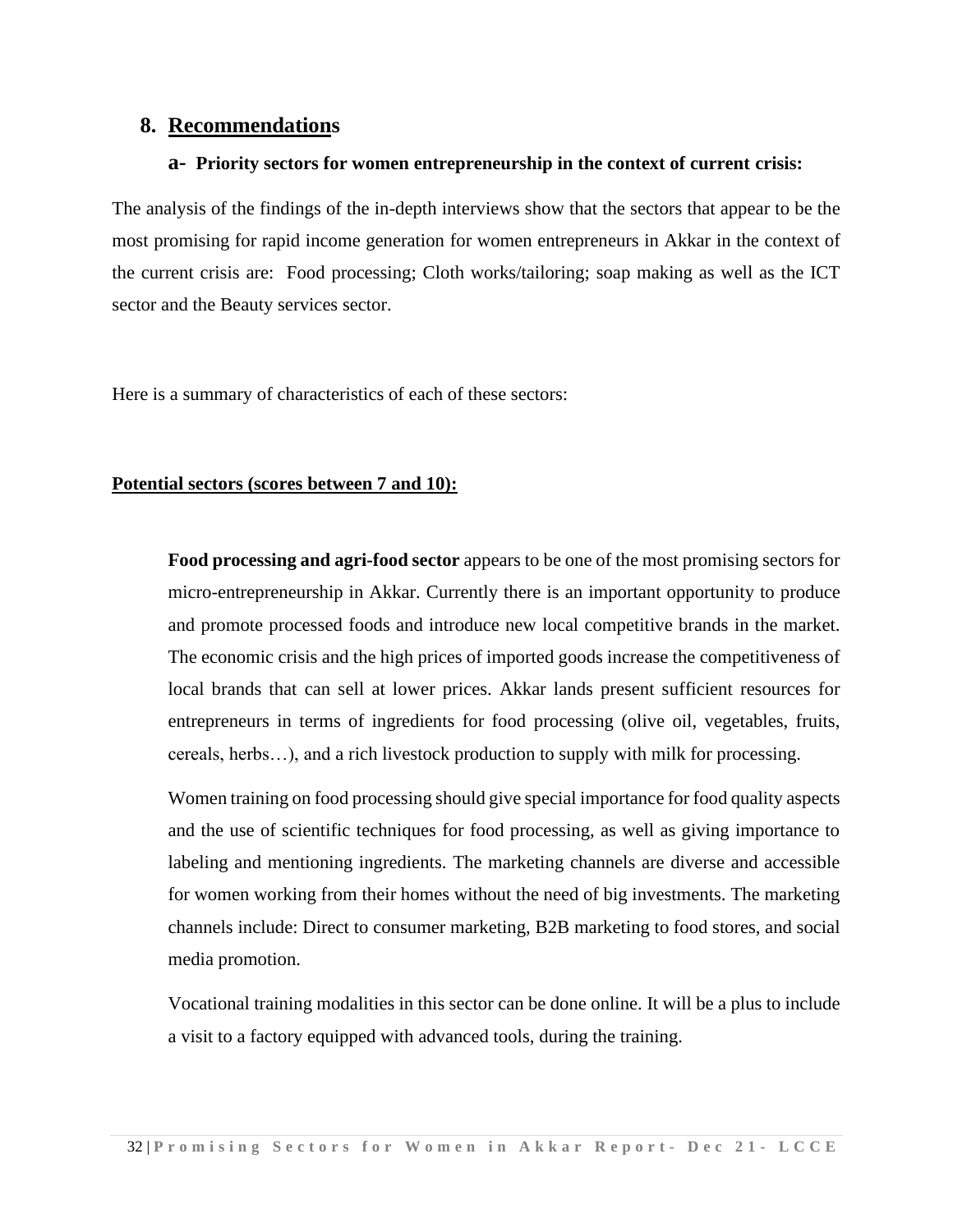## 8. Recommendations

### a- Priority sectors for women entrepreneurship in the context of current crisis:

The analysis of the findings of the in-depth interviews show that the sectors that appear to be the most promising for rapid income generation for women entrepreneurs in Akkar in the context of the current crisis are: Food processing; Cloth works/tailoring; soap making as well as the ICT sector and the Beauty services sector.

Here is a summary of characteristics of each of these sectors:

**Potential sectors (scores between 7 and 10):**

**Food processing and agri-food sector** appears to be one of the most promising sectors for micro-entrepreneurship in Akkar. Currently there is an important opportunity to produce and promote processed foods and introduce new local competitive brands in the market. The economic crisis and the high prices of imported goods increase the competitiveness of local brands that can sell at lower prices. Akkar lands present sufficient resources for entrepreneurs in terms of ingredients for food processing (olive oil, vegetables, fruits, cereals, herbs…), and a rich livestock production to supply with milk for processing.

Women training on food processing should give special importance for food quality aspects and the use of scientific techniques for food processing, as well as giving importance to labeling and mentioning ingredients. The marketing channels are diverse and accessible for women working from their homes without the need of big investments. The marketing channels include: Direct to consumer marketing, B2B marketing to food stores, and social media promotion.

Vocational training modalities in this sector can be done online. It will be a plus to include a visit to a factory equipped with advanced tools, during the training.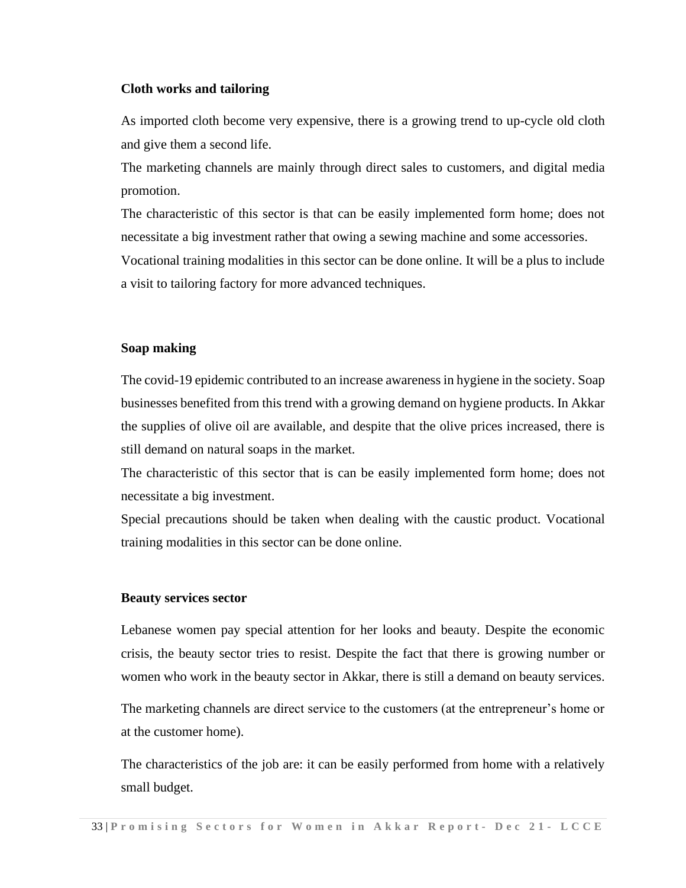**Cloth works and tailoring**

As imported cloth become very expensive, there is a growing trend to up-cycle old cloth and give them a second life.

The marketing channels are mainly through direct sales to customers, and digital media promotion.

The characteristic of this sector is that can be easily implemented form home; does not necessitate a big investment rather that owing a sewing machine and some accessories.

Vocational training modalities in this sector can be done online. It will be a plus to include a visit to tailoring factory for more advanced techniques.

**Soap making**

The covid-19 epidemic contributed to an increase awareness in hygiene in the society. Soap businesses benefited from this trend with a growing demand on hygiene products. In Akkar the supplies of olive oil are available, and despite that the olive prices increased, there is still demand on natural soaps in the market.

The characteristic of this sector that is can be easily implemented form home; does not necessitate a big investment.

Special precautions should be taken when dealing with the caustic product. Vocational training modalities in this sector can be done online.

**Beauty services sector**

Lebanese women pay special attention for her looks and beauty. Despite the economic crisis, the beauty sector tries to resist. Despite the fact that there is growing number or women who work in the beauty sector in Akkar, there is still a demand on beauty services.

The marketing channels are direct service to the customers (at the entrepreneur's home or at the customer home).

The characteristics of the job are: it can be easily performed from home with a relatively small budget.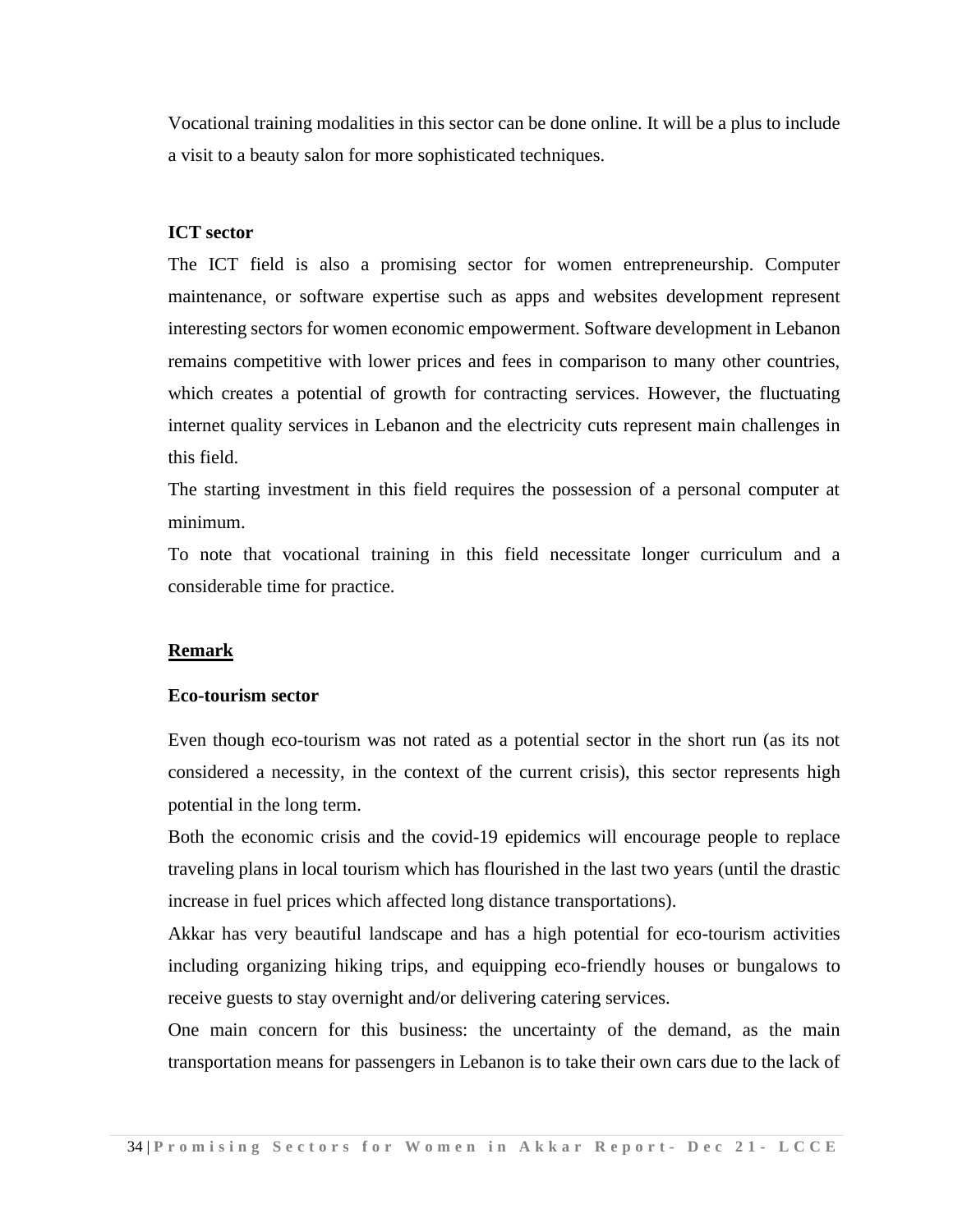Vocational training modalities in this sector can be done online. It will be a plus to include a visit to a beauty salon for more sophisticated techniques.

**ICT sector**

The ICT field is also a promising sector for women entrepreneurship. Computer maintenance, or software expertise such as apps and websites development represent interesting sectors for women economic empowerment. Software development in Lebanon remains competitive with lower prices and fees in comparison to many other countries, which creates a potential of growth for contracting services. However, the fluctuating internet quality services in Lebanon and the electricity cuts represent main challenges in this field.

The starting investment in this field requires the possession of a personal computer at minimum.

To note that vocational training in this field necessitate longer curriculum and a considerable time for practice.

<u>**Remark**</u>

**Eco-tourism sector**

Even though eco-tourism was not rated as a potential sector in the short run (as its not considered a necessity, in the context of the current crisis), this sector represents high potential in the long term.

Both the economic crisis and the covid-19 epidemics will encourage people to replace traveling plans in local tourism which has flourished in the last two years (until the drastic increase in fuel prices which affected long distance transportations).

Akkar has very beautiful landscape and has a high potential for eco-tourism activities including organizing hiking trips, and equipping eco-friendly houses or bungalows to receive guests to stay overnight and/or delivering catering services.

One main concern for this business: the uncertainty of the demand, as the main transportation means for passengers in Lebanon is to take their own cars due to the lack of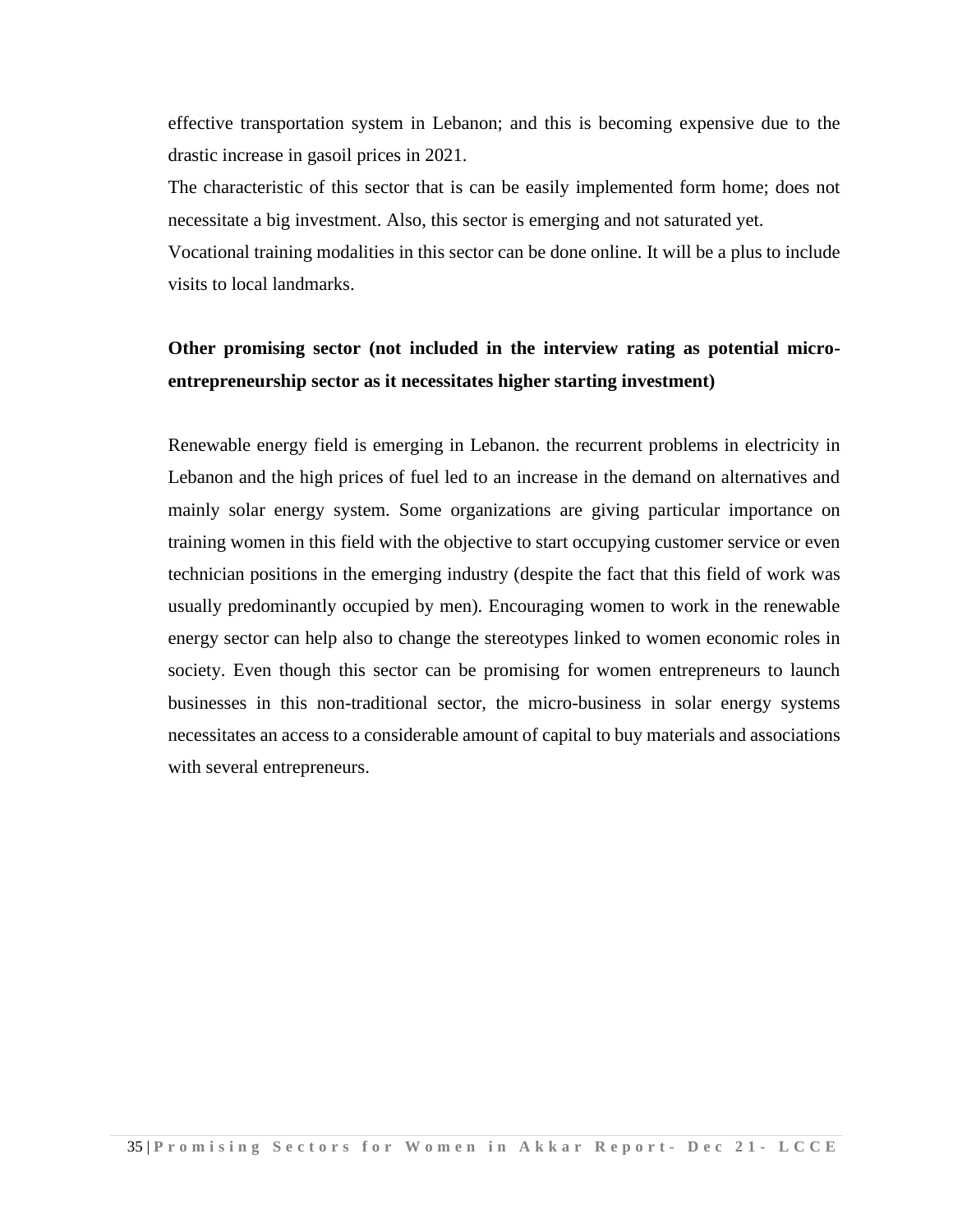effective transportation system in Lebanon; and this is becoming expensive due to the drastic increase in gasoil prices in 2021.

The characteristic of this sector that is can be easily implemented form home; does not necessitate a big investment. Also, this sector is emerging and not saturated yet.

Vocational training modalities in this sector can be done online. It will be a plus to include visits to local landmarks.

**Other promising sector (not included in the interview rating as potential micro-entrepreneurship sector as it necessitates higher starting investment)**

Renewable energy field is emerging in Lebanon. the recurrent problems in electricity in Lebanon and the high prices of fuel led to an increase in the demand on alternatives and mainly solar energy system. Some organizations are giving particular importance on training women in this field with the objective to start occupying customer service or even technician positions in the emerging industry (despite the fact that this field of work was usually predominantly occupied by men). Encouraging women to work in the renewable energy sector can help also to change the stereotypes linked to women economic roles in society. Even though this sector can be promising for women entrepreneurs to launch businesses in this non-traditional sector, the micro-business in solar energy systems necessitates an access to a considerable amount of capital to buy materials and associations with several entrepreneurs.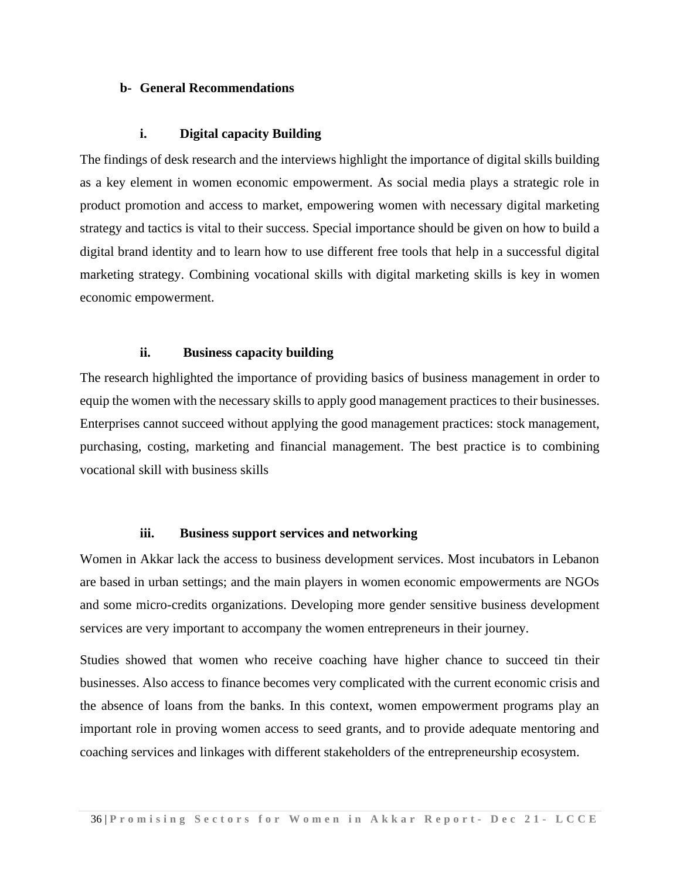## b- General Recommendations

### i. Digital capacity Building

The findings of desk research and the interviews highlight the importance of digital skills building as a key element in women economic empowerment. As social media plays a strategic role in product promotion and access to market, empowering women with necessary digital marketing strategy and tactics is vital to their success. Special importance should be given on how to build a digital brand identity and to learn how to use different free tools that help in a successful digital marketing strategy. Combining vocational skills with digital marketing skills is key in women economic empowerment.

### ii. Business capacity building

The research highlighted the importance of providing basics of business management in order to equip the women with the necessary skills to apply good management practices to their businesses. Enterprises cannot succeed without applying the good management practices: stock management, purchasing, costing, marketing and financial management. The best practice is to combining vocational skill with business skills

### iii. Business support services and networking

Women in Akkar lack the access to business development services. Most incubators in Lebanon are based in urban settings; and the main players in women economic empowerments are NGOs and some micro-credits organizations. Developing more gender sensitive business development services are very important to accompany the women entrepreneurs in their journey.

Studies showed that women who receive coaching have higher chance to succeed tin their businesses. Also access to finance becomes very complicated with the current economic crisis and the absence of loans from the banks. In this context, women empowerment programs play an important role in proving women access to seed grants, and to provide adequate mentoring and coaching services and linkages with different stakeholders of the entrepreneurship ecosystem.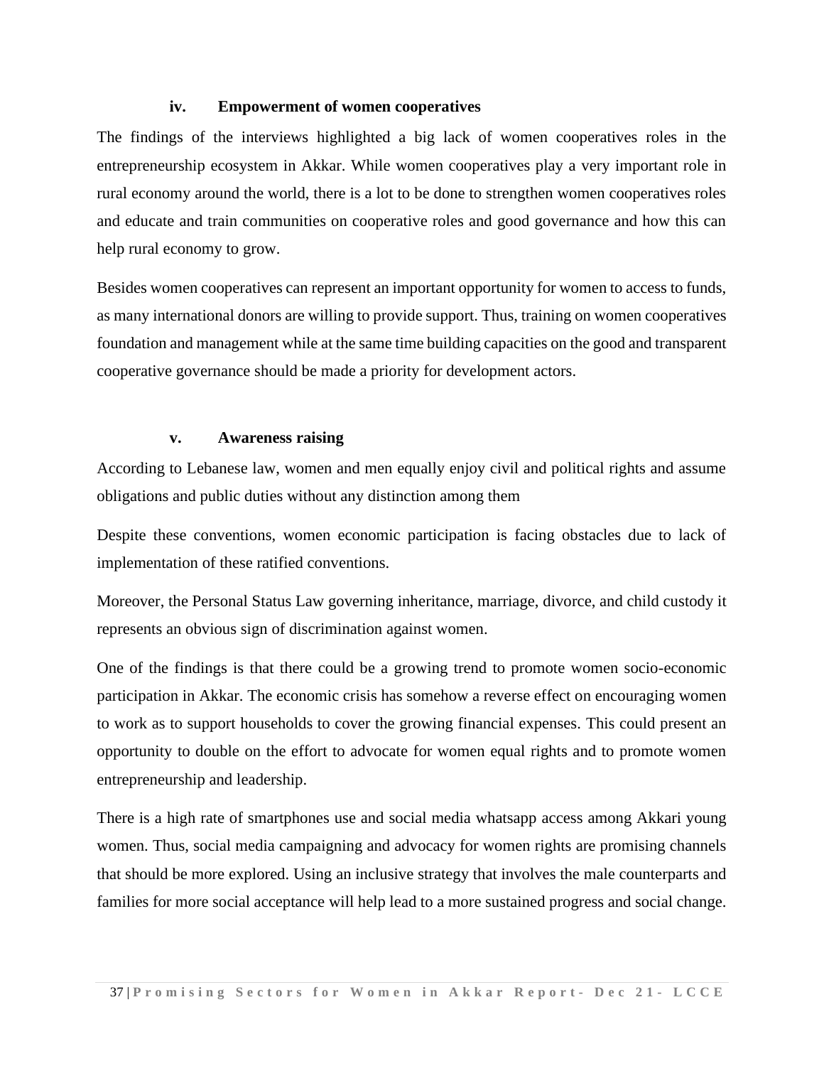### iv. Empowerment of women cooperatives

The findings of the interviews highlighted a big lack of women cooperatives roles in the entrepreneurship ecosystem in Akkar. While women cooperatives play a very important role in rural economy around the world, there is a lot to be done to strengthen women cooperatives roles and educate and train communities on cooperative roles and good governance and how this can help rural economy to grow.

Besides women cooperatives can represent an important opportunity for women to access to funds, as many international donors are willing to provide support. Thus, training on women cooperatives foundation and management while at the same time building capacities on the good and transparent cooperative governance should be made a priority for development actors.

### v. Awareness raising

According to Lebanese law, women and men equally enjoy civil and political rights and assume obligations and public duties without any distinction among them

Despite these conventions, women economic participation is facing obstacles due to lack of implementation of these ratified conventions.

Moreover, the Personal Status Law governing inheritance, marriage, divorce, and child custody it represents an obvious sign of discrimination against women.

One of the findings is that there could be a growing trend to promote women socio-economic participation in Akkar. The economic crisis has somehow a reverse effect on encouraging women to work as to support households to cover the growing financial expenses. This could present an opportunity to double on the effort to advocate for women equal rights and to promote women entrepreneurship and leadership.

There is a high rate of smartphones use and social media whatsapp access among Akkari young women. Thus, social media campaigning and advocacy for women rights are promising channels that should be more explored. Using an inclusive strategy that involves the male counterparts and families for more social acceptance will help lead to a more sustained progress and social change.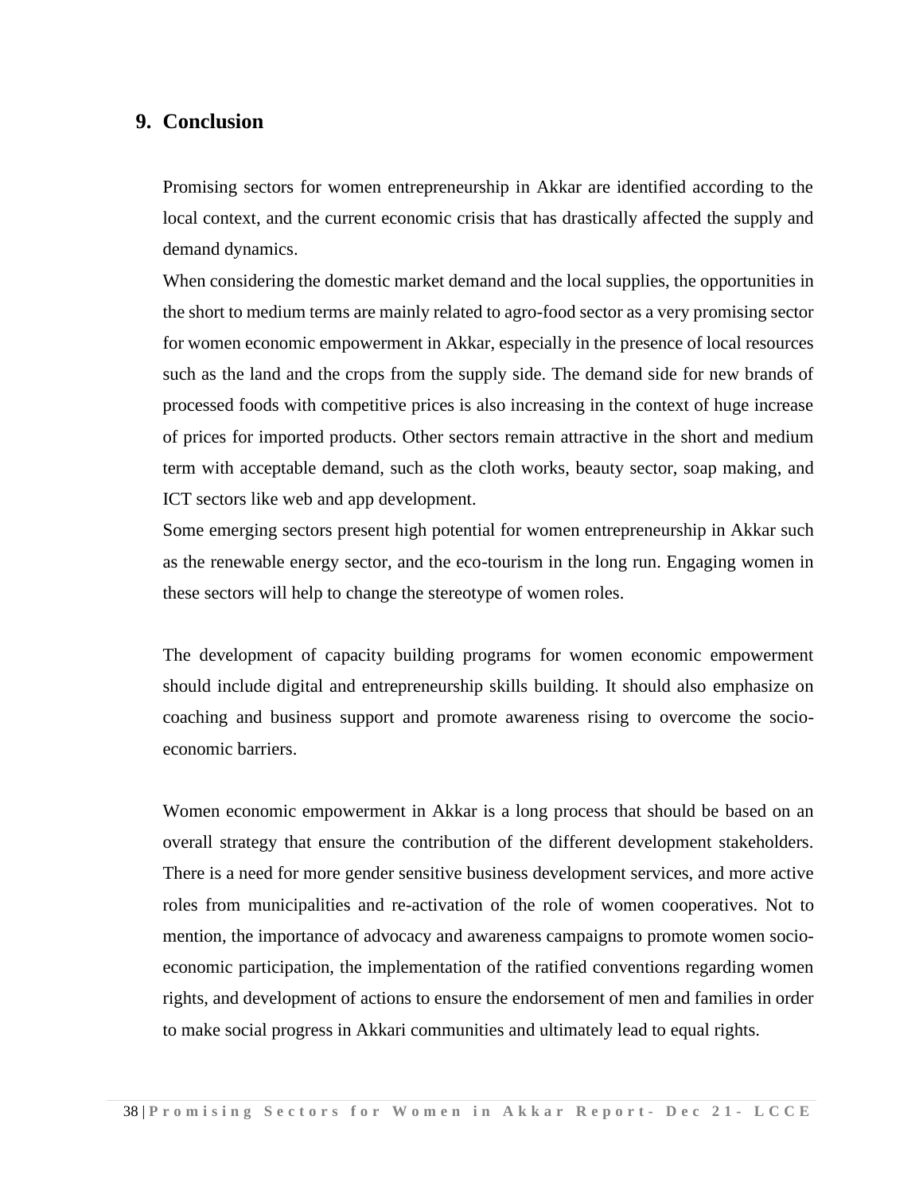# 9. Conclusion

Promising sectors for women entrepreneurship in Akkar are identified according to the local context, and the current economic crisis that has drastically affected the supply and demand dynamics.

When considering the domestic market demand and the local supplies, the opportunities in the short to medium terms are mainly related to agro-food sector as a very promising sector for women economic empowerment in Akkar, especially in the presence of local resources such as the land and the crops from the supply side. The demand side for new brands of processed foods with competitive prices is also increasing in the context of huge increase of prices for imported products. Other sectors remain attractive in the short and medium term with acceptable demand, such as the cloth works, beauty sector, soap making, and ICT sectors like web and app development.

Some emerging sectors present high potential for women entrepreneurship in Akkar such as the renewable energy sector, and the eco-tourism in the long run. Engaging women in these sectors will help to change the stereotype of women roles.

The development of capacity building programs for women economic empowerment should include digital and entrepreneurship skills building. It should also emphasize on coaching and business support and promote awareness rising to overcome the socio-economic barriers.

Women economic empowerment in Akkar is a long process that should be based on an overall strategy that ensure the contribution of the different development stakeholders. There is a need for more gender sensitive business development services, and more active roles from municipalities and re-activation of the role of women cooperatives. Not to mention, the importance of advocacy and awareness campaigns to promote women socio-economic participation, the implementation of the ratified conventions regarding women rights, and development of actions to ensure the endorsement of men and families in order to make social progress in Akkari communities and ultimately lead to equal rights.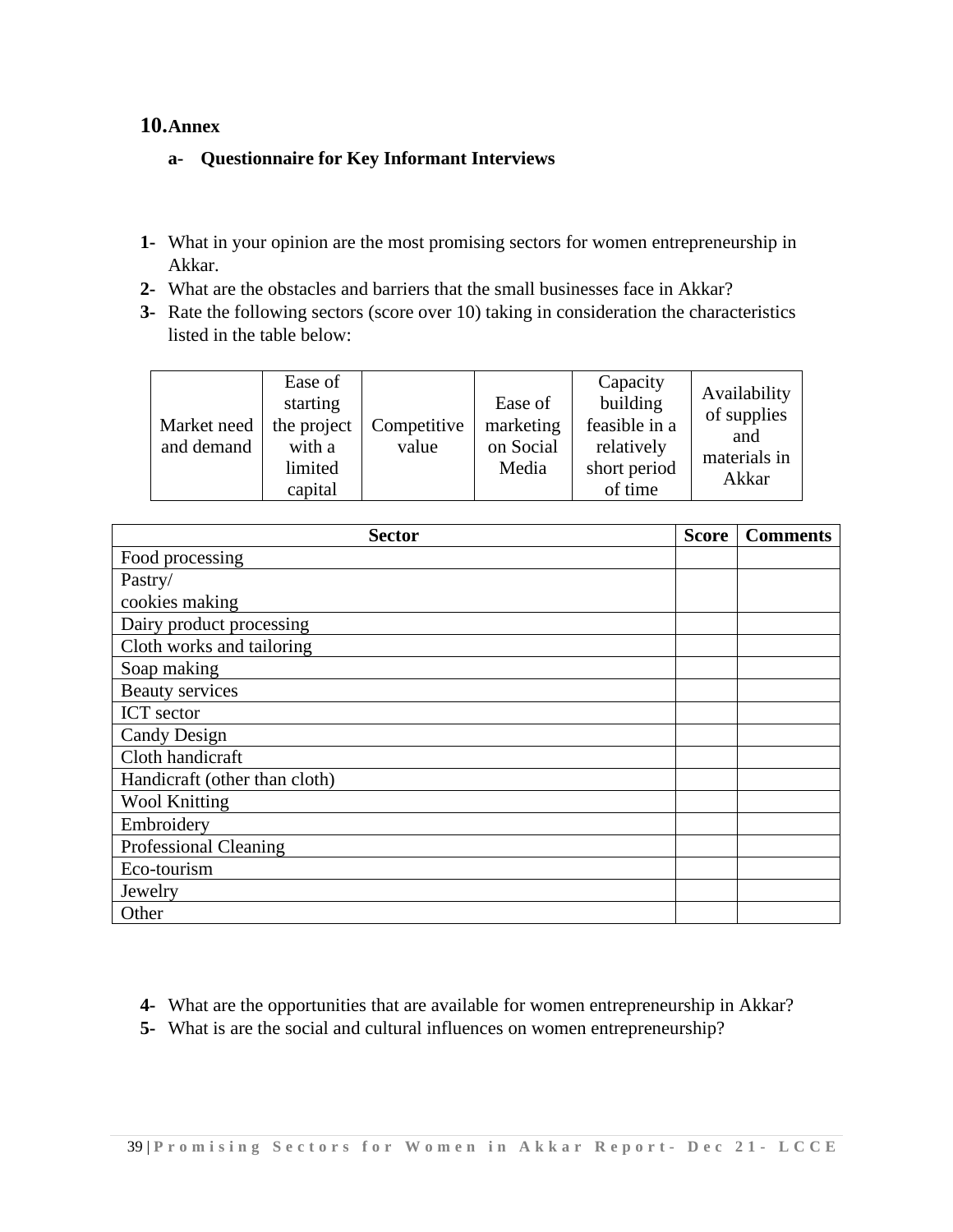## 10. Annex

### a- Questionnaire for Key Informant Interviews

1- What in your opinion are the most promising sectors for women entrepreneurship in Akkar.

2- What are the obstacles and barriers that the small businesses face in Akkar?

3- Rate the following sectors (score over 10) taking in consideration the characteristics listed in the table below:

| Market need and demand | Ease of starting the project with a limited capital | Competitive value | Ease of marketing on Social Media | Capacity building feasible in a relatively short period of time | Availability of supplies and materials in Akkar |
|---|---|---|---|---|---|

| Sector | Score | Comments |
|---|---|---|
| Food processing | | |
| Pastry/ cookies making | | |
| Dairy product processing | | |
| Cloth works and tailoring | | |
| Soap making | | |
| Beauty services | | |
| ICT sector | | |
| Candy Design | | |
| Cloth handicraft | | |
| Handicraft (other than cloth) | | |
| Wool Knitting | | |
| Embroidery | | |
| Professional Cleaning | | |
| Eco-tourism | | |
| Jewelry | | |
| Other | | |

4- What are the opportunities that are available for women entrepreneurship in Akkar?

5- What is are the social and cultural influences on women entrepreneurship?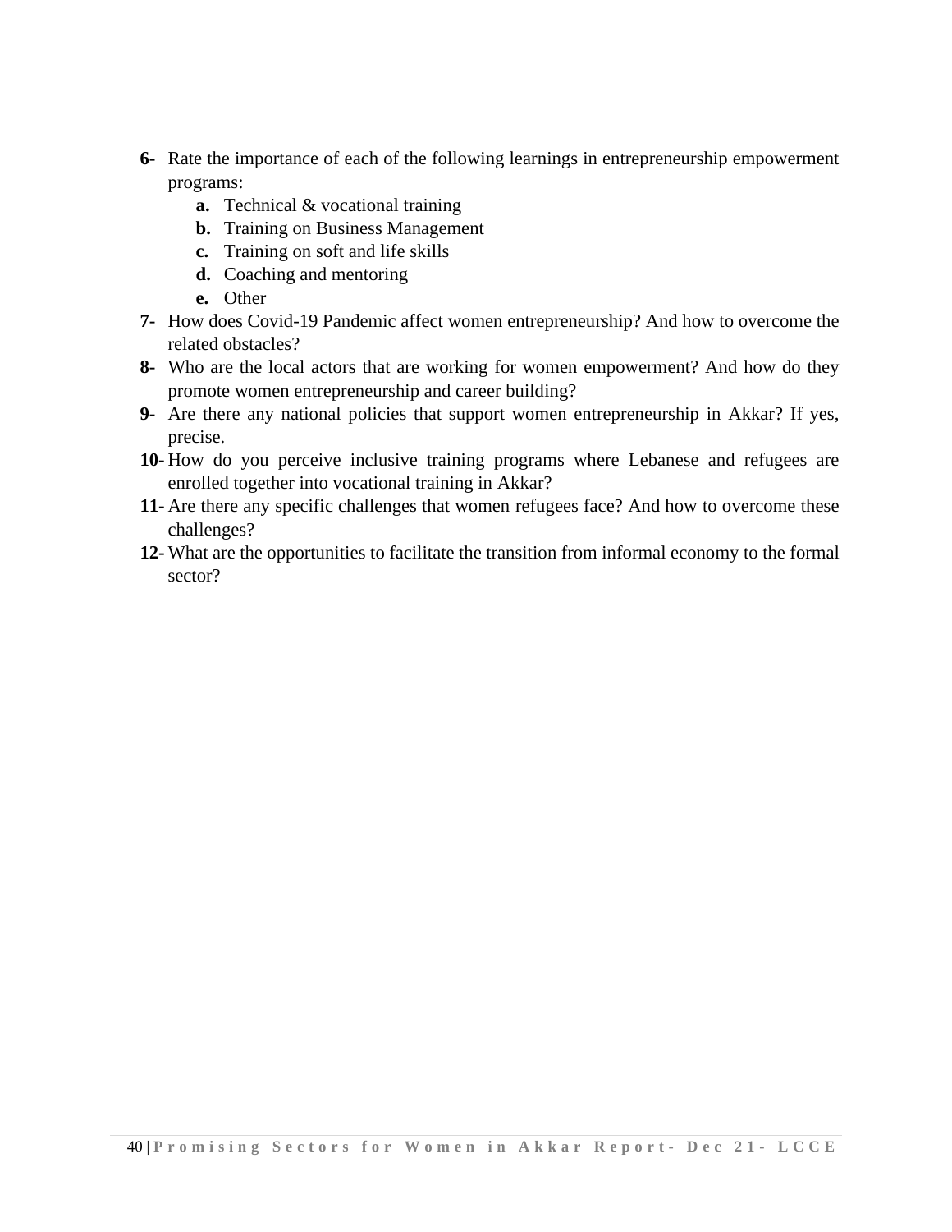**6-** Rate the importance of each of the following learnings in entrepreneurship empowerment programs:

   **a.** Technical & vocational training
   **b.** Training on Business Management
   **c.** Training on soft and life skills
   **d.** Coaching and mentoring
   **e.** Other

**7-** How does Covid-19 Pandemic affect women entrepreneurship? And how to overcome the related obstacles?

**8-** Who are the local actors that are working for women empowerment? And how do they promote women entrepreneurship and career building?

**9-** Are there any national policies that support women entrepreneurship in Akkar? If yes, precise.

**10-** How do you perceive inclusive training programs where Lebanese and refugees are enrolled together into vocational training in Akkar?

**11-** Are there any specific challenges that women refugees face? And how to overcome these challenges?

**12-** What are the opportunities to facilitate the transition from informal economy to the formal sector?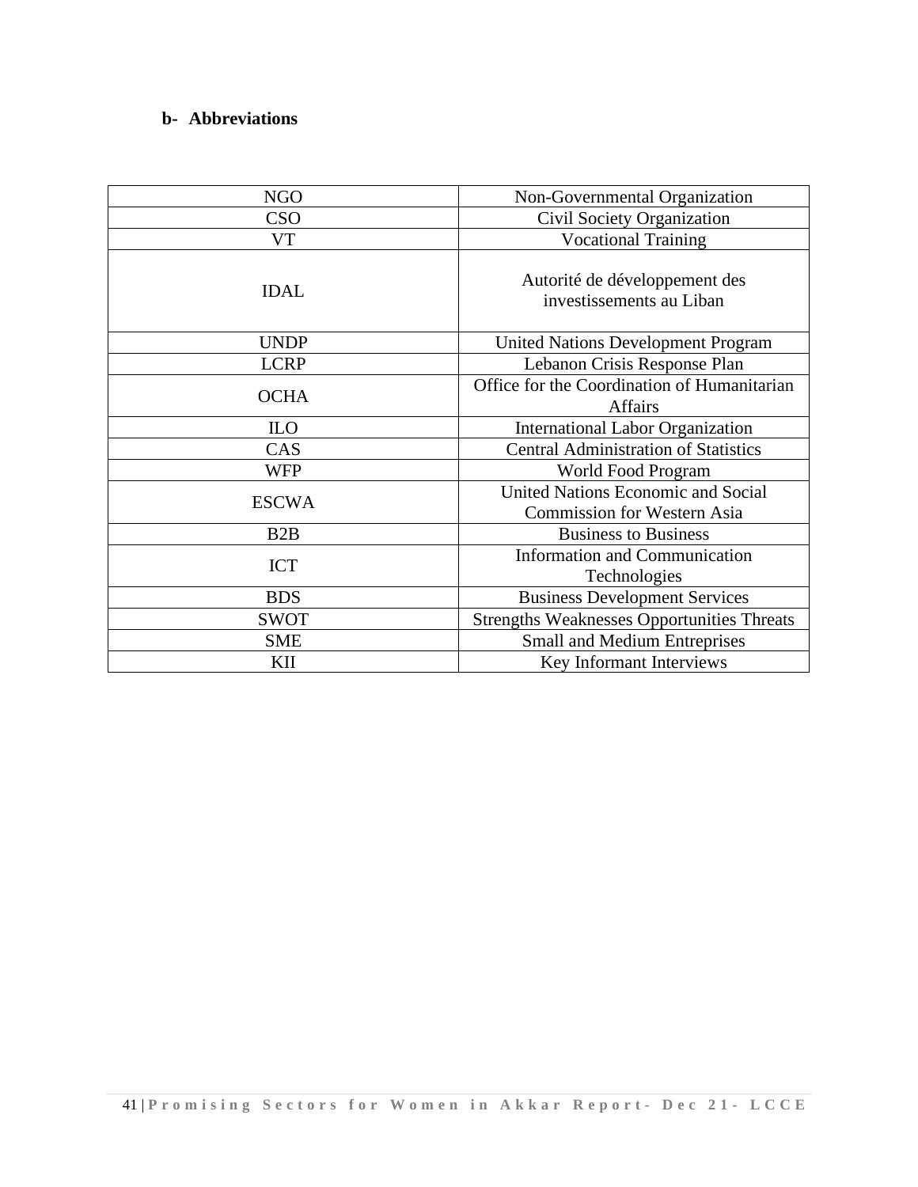**b- Abbreviations**

| NGO | Non-Governmental Organization |
|---|---|
| CSO | Civil Society Organization |
| VT | Vocational Training |
| IDAL | Autorité de développement des investissements au Liban |
| UNDP | United Nations Development Program |
| LCRP | Lebanon Crisis Response Plan |
| OCHA | Office for the Coordination of Humanitarian Affairs |
| ILO | International Labor Organization |
| CAS | Central Administration of Statistics |
| WFP | World Food Program |
| ESCWA | United Nations Economic and Social Commission for Western Asia |
| B2B | Business to Business |
| ICT | Information and Communication Technologies |
| BDS | Business Development Services |
| SWOT | Strengths Weaknesses Opportunities Threats |
| SME | Small and Medium Entreprises |
| KII | Key Informant Interviews |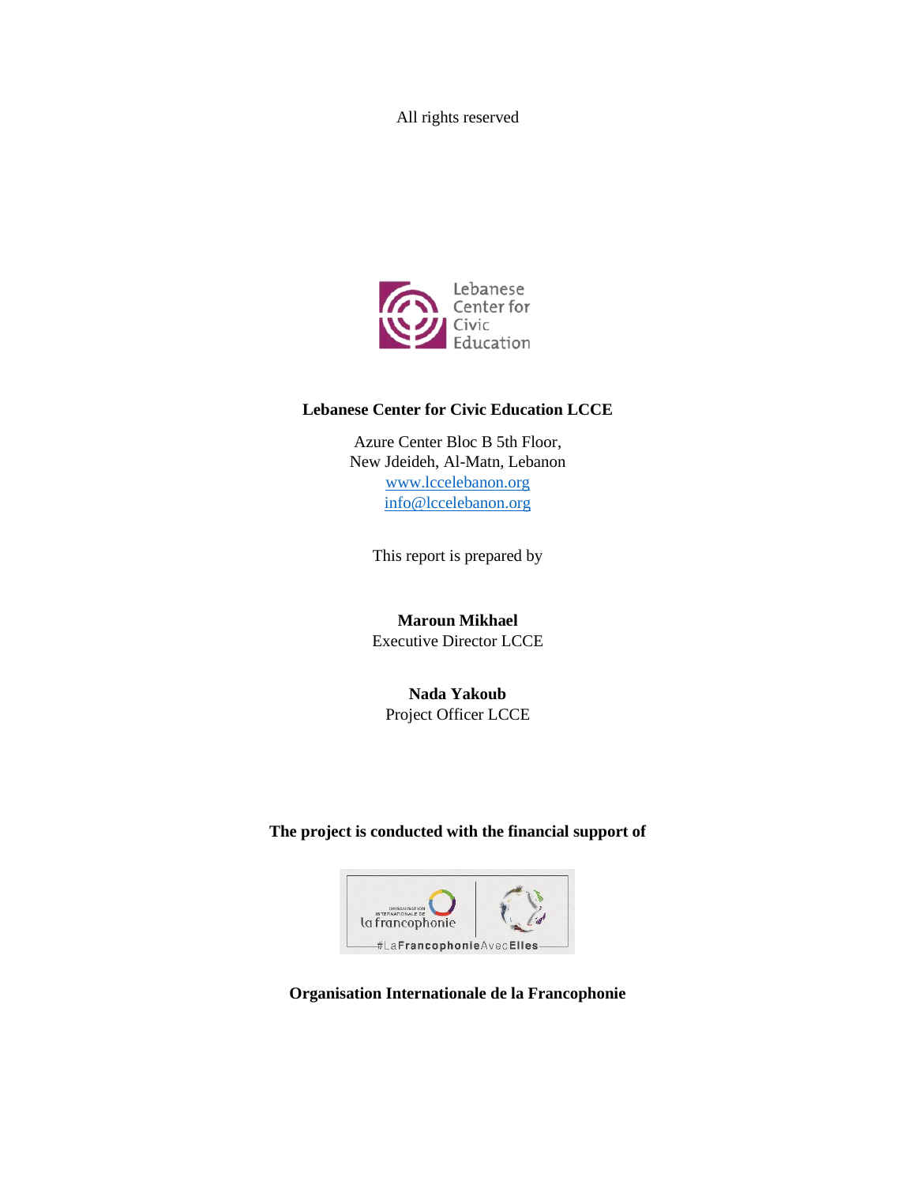All rights reserved

**Lebanese Center for Civic Education LCCE**

Azure Center Bloc B 5th Floor,
New Jdeideh, Al-Matn, Lebanon
www.lccelebanon.org
info@lccelebanon.org

This report is prepared by

**Maroun Mikhael**
Executive Director LCCE

**Nada Yakoub**
Project Officer LCCE

**The project is conducted with the financial support of**

**Organisation Internationale de la Francophonie**